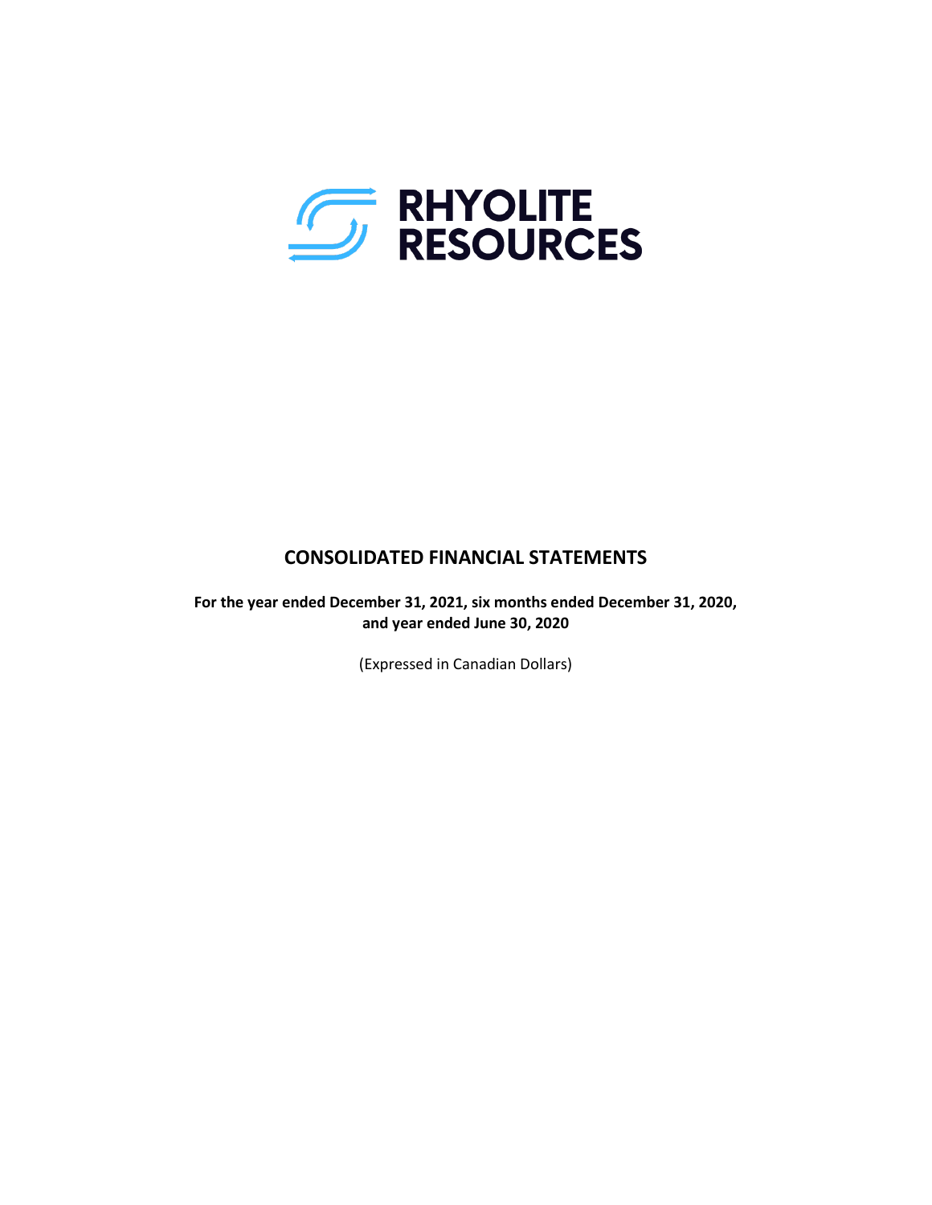RHYOLITE RESOURCES

# CONSOLIDATED FINANCIAL STATEMENTS

**For the year ended December 31, 2021, six months ended December 31, 2020, and year ended June 30, 2020**

(Expressed in Canadian Dollars)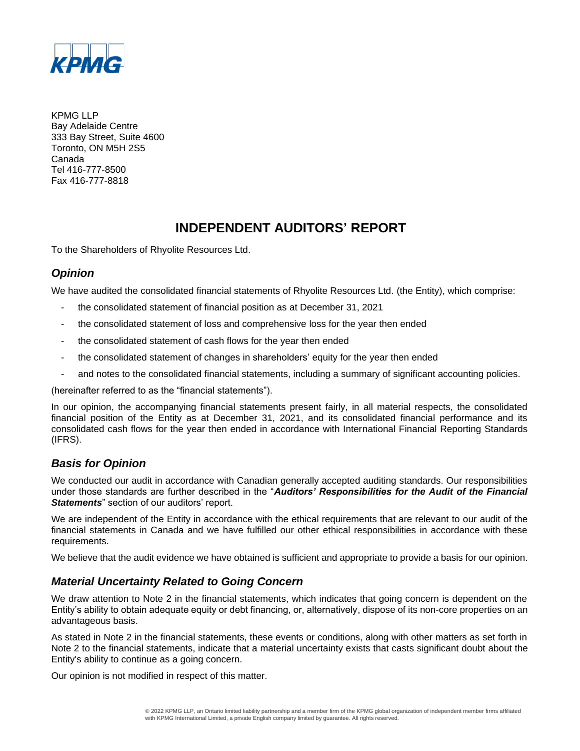KPMG

KPMG LLP
Bay Adelaide Centre
333 Bay Street, Suite 4600
Toronto, ON M5H 2S5
Canada
Tel 416-777-8500
Fax 416-777-8818

# INDEPENDENT AUDITORS' REPORT

To the Shareholders of Rhyolite Resources Ltd.

## *Opinion*

We have audited the consolidated financial statements of Rhyolite Resources Ltd. (the Entity), which comprise:

- the consolidated statement of financial position as at December 31, 2021
- the consolidated statement of loss and comprehensive loss for the year then ended
- the consolidated statement of cash flows for the year then ended
- the consolidated statement of changes in shareholders' equity for the year then ended
- and notes to the consolidated financial statements, including a summary of significant accounting policies.

(hereinafter referred to as the "financial statements").

In our opinion, the accompanying financial statements present fairly, in all material respects, the consolidated financial position of the Entity as at December 31, 2021, and its consolidated financial performance and its consolidated cash flows for the year then ended in accordance with International Financial Reporting Standards (IFRS).

## *Basis for Opinion*

We conducted our audit in accordance with Canadian generally accepted auditing standards. Our responsibilities under those standards are further described in the "***Auditors' Responsibilities for the Audit of the Financial Statements***" section of our auditors' report.

We are independent of the Entity in accordance with the ethical requirements that are relevant to our audit of the financial statements in Canada and we have fulfilled our other ethical responsibilities in accordance with these requirements.

We believe that the audit evidence we have obtained is sufficient and appropriate to provide a basis for our opinion.

## *Material Uncertainty Related to Going Concern*

We draw attention to Note 2 in the financial statements, which indicates that going concern is dependent on the Entity's ability to obtain adequate equity or debt financing, or, alternatively, dispose of its non-core properties on an advantageous basis.

As stated in Note 2 in the financial statements, these events or conditions, along with other matters as set forth in Note 2 to the financial statements, indicate that a material uncertainty exists that casts significant doubt about the Entity's ability to continue as a going concern.

Our opinion is not modified in respect of this matter.

© 2022 KPMG LLP, an Ontario limited liability partnership and a member firm of the KPMG global organization of independent member firms affiliated with KPMG International Limited, a private English company limited by guarantee. All rights reserved.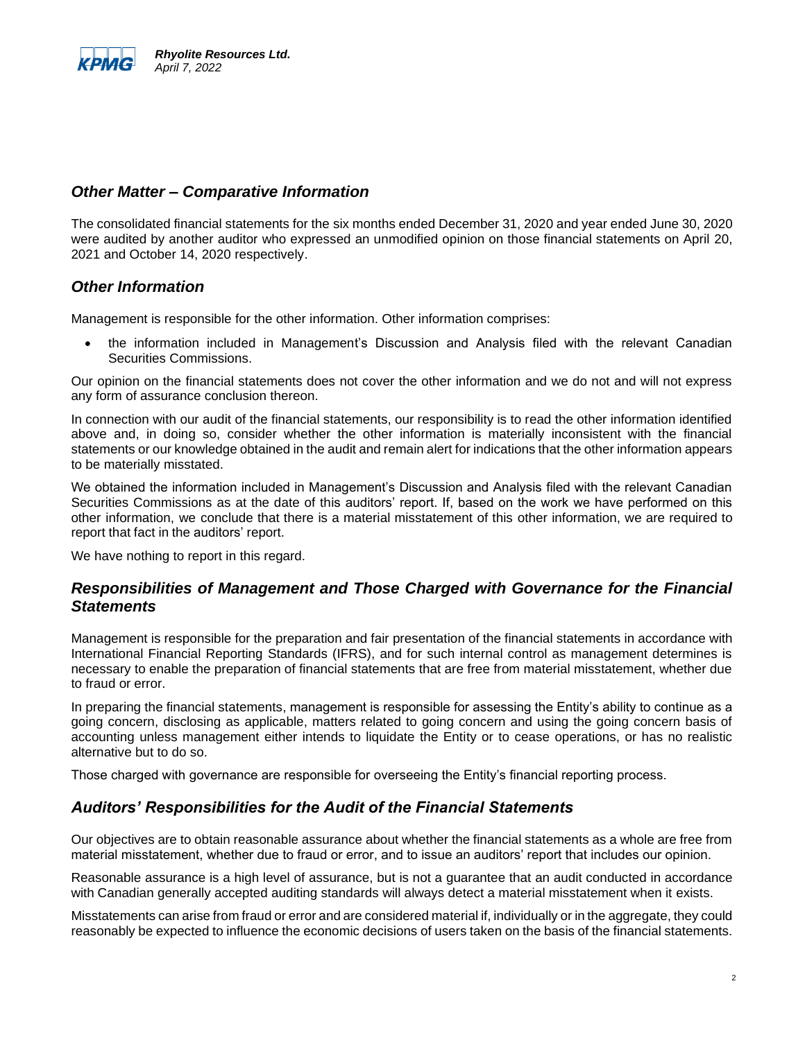## *Other Matter – Comparative Information*

The consolidated financial statements for the six months ended December 31, 2020 and year ended June 30, 2020 were audited by another auditor who expressed an unmodified opinion on those financial statements on April 20, 2021 and October 14, 2020 respectively.

## *Other Information*

Management is responsible for the other information. Other information comprises:

- the information included in Management's Discussion and Analysis filed with the relevant Canadian Securities Commissions.

Our opinion on the financial statements does not cover the other information and we do not and will not express any form of assurance conclusion thereon.

In connection with our audit of the financial statements, our responsibility is to read the other information identified above and, in doing so, consider whether the other information is materially inconsistent with the financial statements or our knowledge obtained in the audit and remain alert for indications that the other information appears to be materially misstated.

We obtained the information included in Management's Discussion and Analysis filed with the relevant Canadian Securities Commissions as at the date of this auditors' report. If, based on the work we have performed on this other information, we conclude that there is a material misstatement of this other information, we are required to report that fact in the auditors' report.

We have nothing to report in this regard.

## *Responsibilities of Management and Those Charged with Governance for the Financial Statements*

Management is responsible for the preparation and fair presentation of the financial statements in accordance with International Financial Reporting Standards (IFRS), and for such internal control as management determines is necessary to enable the preparation of financial statements that are free from material misstatement, whether due to fraud or error.

In preparing the financial statements, management is responsible for assessing the Entity's ability to continue as a going concern, disclosing as applicable, matters related to going concern and using the going concern basis of accounting unless management either intends to liquidate the Entity or to cease operations, or has no realistic alternative but to do so.

Those charged with governance are responsible for overseeing the Entity's financial reporting process.

## *Auditors' Responsibilities for the Audit of the Financial Statements*

Our objectives are to obtain reasonable assurance about whether the financial statements as a whole are free from material misstatement, whether due to fraud or error, and to issue an auditors' report that includes our opinion.

Reasonable assurance is a high level of assurance, but is not a guarantee that an audit conducted in accordance with Canadian generally accepted auditing standards will always detect a material misstatement when it exists.

Misstatements can arise from fraud or error and are considered material if, individually or in the aggregate, they could reasonably be expected to influence the economic decisions of users taken on the basis of the financial statements.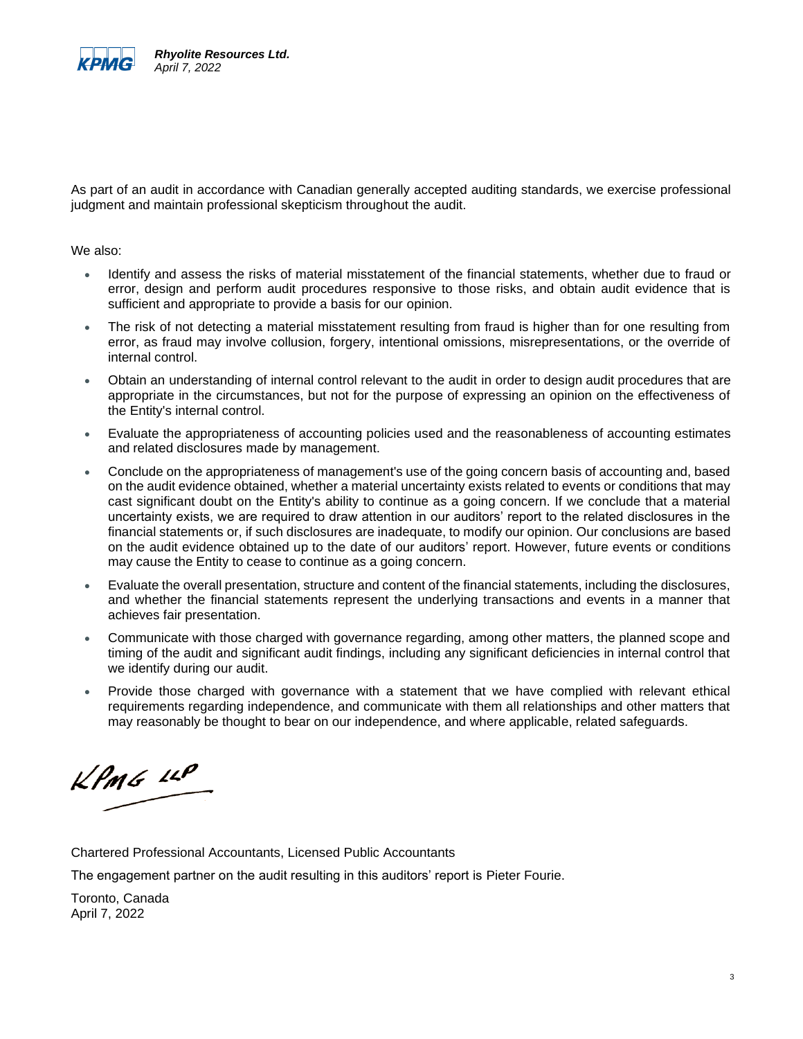As part of an audit in accordance with Canadian generally accepted auditing standards, we exercise professional judgment and maintain professional skepticism throughout the audit.

We also:

- Identify and assess the risks of material misstatement of the financial statements, whether due to fraud or error, design and perform audit procedures responsive to those risks, and obtain audit evidence that is sufficient and appropriate to provide a basis for our opinion.
- The risk of not detecting a material misstatement resulting from fraud is higher than for one resulting from error, as fraud may involve collusion, forgery, intentional omissions, misrepresentations, or the override of internal control.
- Obtain an understanding of internal control relevant to the audit in order to design audit procedures that are appropriate in the circumstances, but not for the purpose of expressing an opinion on the effectiveness of the Entity's internal control.
- Evaluate the appropriateness of accounting policies used and the reasonableness of accounting estimates and related disclosures made by management.
- Conclude on the appropriateness of management's use of the going concern basis of accounting and, based on the audit evidence obtained, whether a material uncertainty exists related to events or conditions that may cast significant doubt on the Entity's ability to continue as a going concern. If we conclude that a material uncertainty exists, we are required to draw attention in our auditors' report to the related disclosures in the financial statements or, if such disclosures are inadequate, to modify our opinion. Our conclusions are based on the audit evidence obtained up to the date of our auditors' report. However, future events or conditions may cause the Entity to cease to continue as a going concern.
- Evaluate the overall presentation, structure and content of the financial statements, including the disclosures, and whether the financial statements represent the underlying transactions and events in a manner that achieves fair presentation.
- Communicate with those charged with governance regarding, among other matters, the planned scope and timing of the audit and significant audit findings, including any significant deficiencies in internal control that we identify during our audit.
- Provide those charged with governance with a statement that we have complied with relevant ethical requirements regarding independence, and communicate with them all relationships and other matters that may reasonably be thought to bear on our independence, and where applicable, related safeguards.

KPMG LLP

Chartered Professional Accountants, Licensed Public Accountants

The engagement partner on the audit resulting in this auditors' report is Pieter Fourie.

Toronto, Canada
April 7, 2022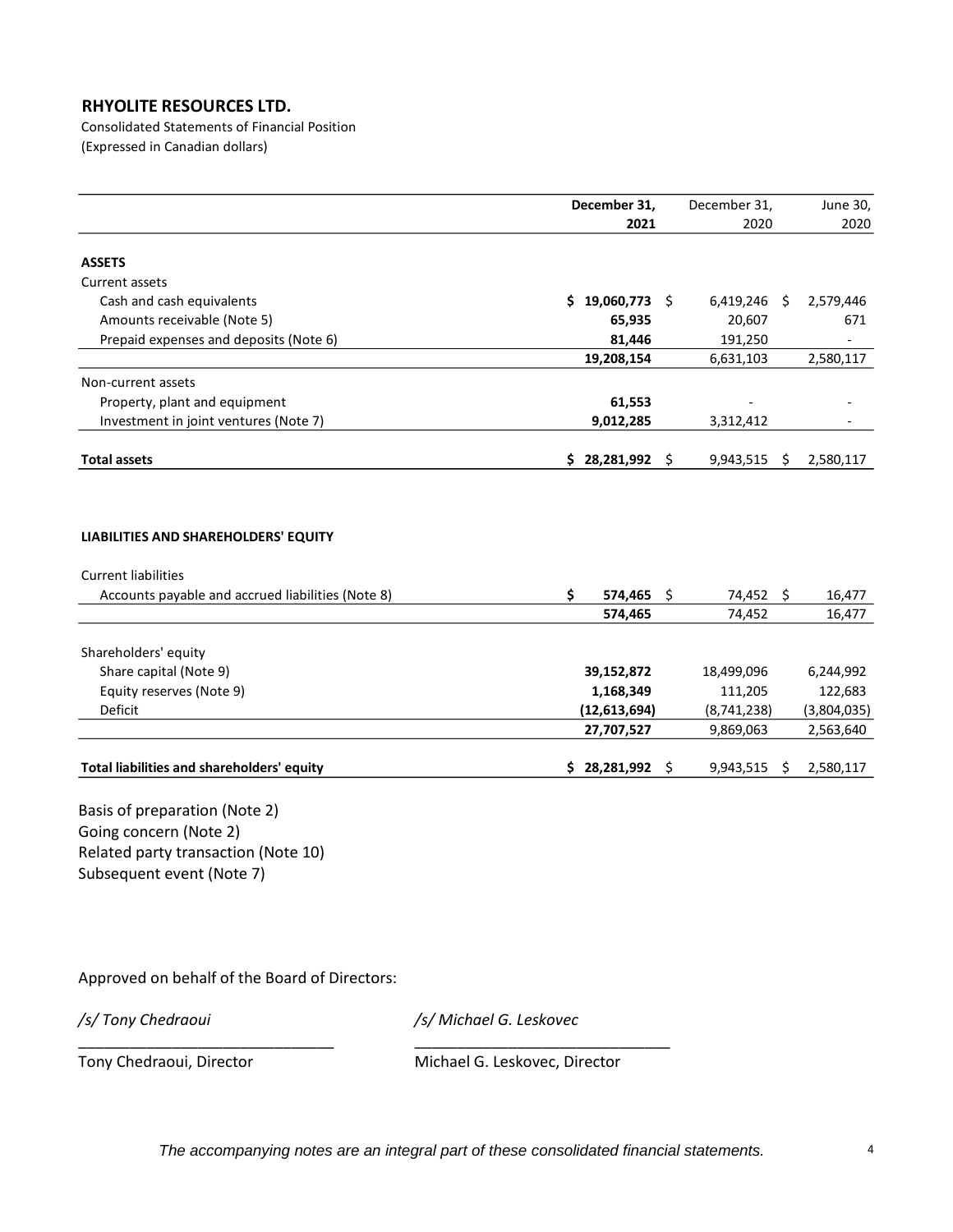## RHYOLITE RESOURCES LTD.

Consolidated Statements of Financial Position
(Expressed in Canadian dollars)

| | December 31, 2021 | December 31, 2020 | June 30, 2020 |
|---|---|---|---|
| **ASSETS** | | | |
| Current assets | | | |
| Cash and cash equivalents | **$ 19,060,773** | $ 6,419,246 | $ 2,579,446 |
| Amounts receivable (Note 5) | **65,935** | 20,607 | 671 |
| Prepaid expenses and deposits (Note 6) | **81,446** | 191,250 | - |
| | **19,208,154** | 6,631,103 | 2,580,117 |
| Non-current assets | | | |
| Property, plant and equipment | **61,553** | - | - |
| Investment in joint ventures (Note 7) | **9,012,285** | 3,312,412 | - |
| **Total assets** | **$ 28,281,992** | $ 9,943,515 | $ 2,580,117 |
| | | | |
| **LIABILITIES AND SHAREHOLDERS' EQUITY** | | | |
| Current liabilities | | | |
| Accounts payable and accrued liabilities (Note 8) | **$ 574,465** | $ 74,452 | $ 16,477 |
| | **574,465** | 74,452 | 16,477 |
| Shareholders' equity | | | |
| Share capital (Note 9) | **39,152,872** | 18,499,096 | 6,244,992 |
| Equity reserves (Note 9) | **1,168,349** | 111,205 | 122,683 |
| Deficit | **(12,613,694)** | (8,741,238) | (3,804,035) |
| | **27,707,527** | 9,869,063 | 2,563,640 |
| **Total liabilities and shareholders' equity** | **$ 28,281,992** | $ 9,943,515 | $ 2,580,117 |

Basis of preparation (Note 2)
Going concern (Note 2)
Related party transaction (Note 10)
Subsequent event (Note 7)

Approved on behalf of the Board of Directors:

*/s/ Tony Chedraoui*
Tony Chedraoui, Director

*/s/ Michael G. Leskovec*
Michael G. Leskovec, Director

*The accompanying notes are an integral part of these consolidated financial statements.*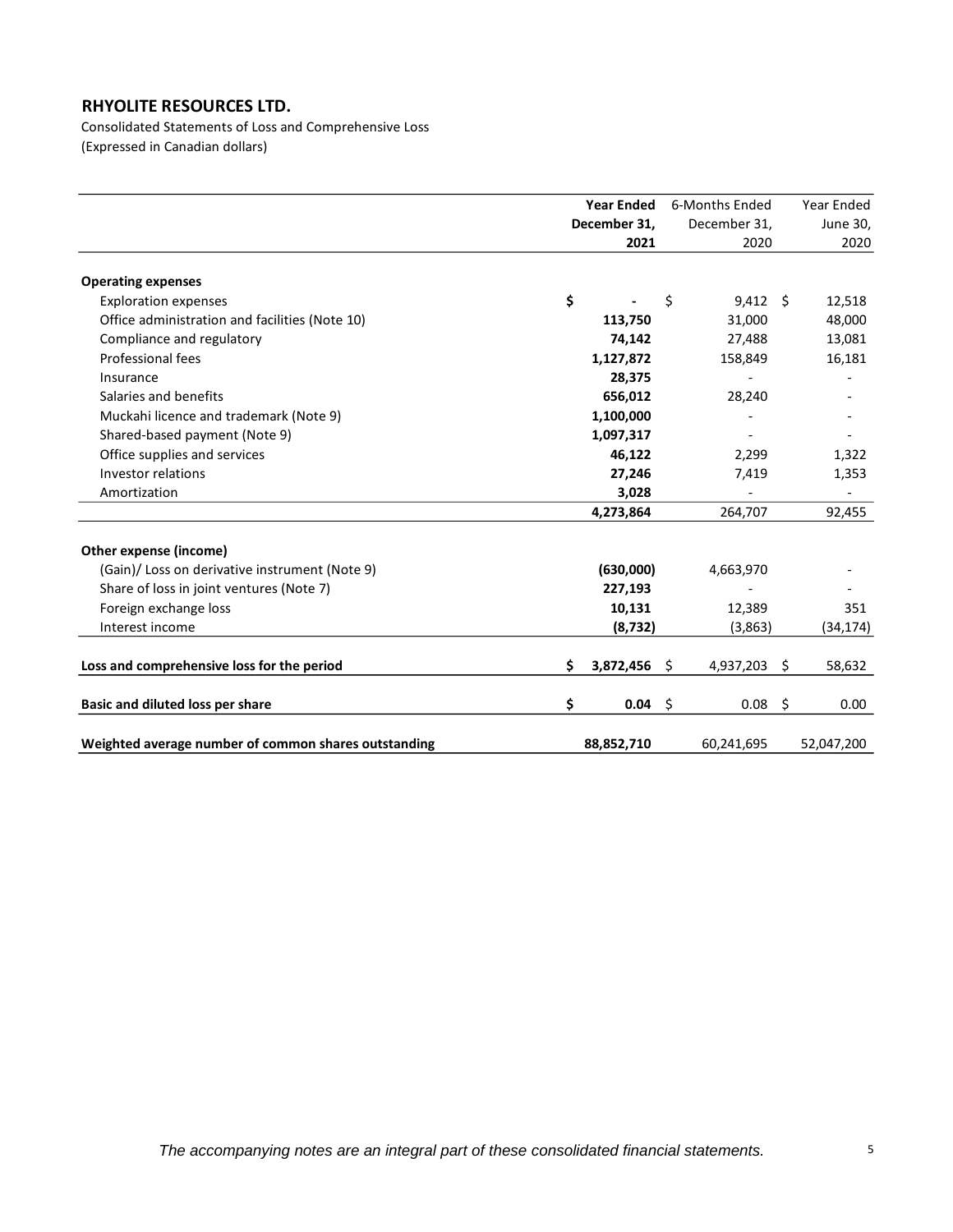**RHYOLITE RESOURCES LTD.**

Consolidated Statements of Loss and Comprehensive Loss
(Expressed in Canadian dollars)

| | **Year Ended December 31, 2021** | 6-Months Ended December 31, 2020 | Year Ended June 30, 2020 |
|---|---|---|---|
| **Operating expenses** | | | |
| Exploration expenses | **$ -** | $ 9,412 | $ 12,518 |
| Office administration and facilities (Note 10) | **113,750** | 31,000 | 48,000 |
| Compliance and regulatory | **74,142** | 27,488 | 13,081 |
| Professional fees | **1,127,872** | 158,849 | 16,181 |
| Insurance | **28,375** | - | - |
| Salaries and benefits | **656,012** | 28,240 | - |
| Muckahi licence and trademark (Note 9) | **1,100,000** | - | - |
| Shared-based payment (Note 9) | **1,097,317** | - | - |
| Office supplies and services | **46,122** | 2,299 | 1,322 |
| Investor relations | **27,246** | 7,419 | 1,353 |
| Amortization | **3,028** | - | - |
| | **4,273,864** | 264,707 | 92,455 |
| **Other expense (income)** | | | |
| (Gain)/ Loss on derivative instrument (Note 9) | **(630,000)** | 4,663,970 | - |
| Share of loss in joint ventures (Note 7) | **227,193** | - | - |
| Foreign exchange loss | **10,131** | 12,389 | 351 |
| Interest income | **(8,732)** | (3,863) | (34,174) |
| **Loss and comprehensive loss for the period** | **$ 3,872,456** | $ 4,937,203 | $ 58,632 |
| **Basic and diluted loss per share** | **$ 0.04** | $ 0.08 | $ 0.00 |
| **Weighted average number of common shares outstanding** | **88,852,710** | 60,241,695 | 52,047,200 |

*The accompanying notes are an integral part of these consolidated financial statements.*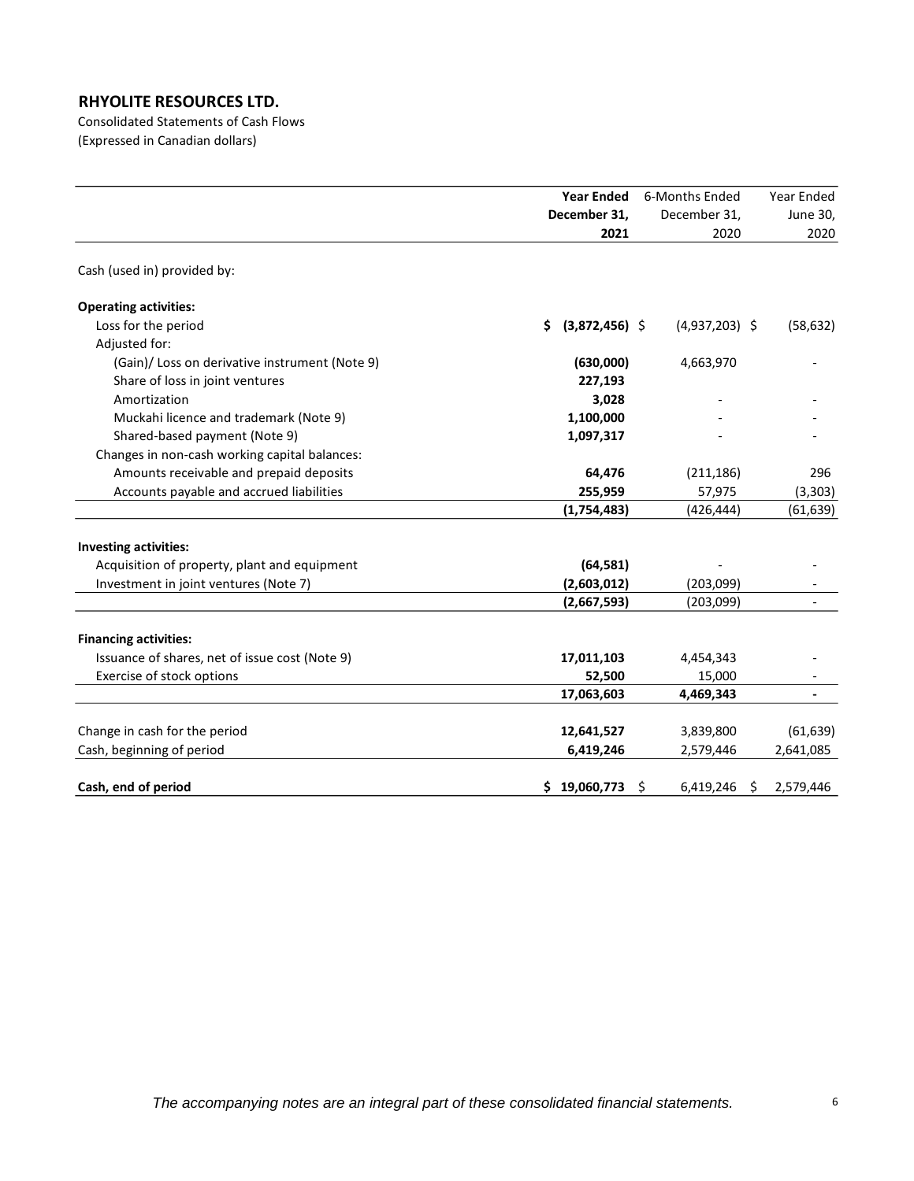# RHYOLITE RESOURCES LTD.

Consolidated Statements of Cash Flows
(Expressed in Canadian dollars)

| | **Year Ended December 31, 2021** | 6-Months Ended December 31, 2020 | Year Ended June 30, 2020 |
|---|---|---|---|
| Cash (used in) provided by: | | | |
| **Operating activities:** | | | |
| Loss for the period | **$ (3,872,456)** | $ (4,937,203) | $ (58,632) |
| Adjusted for: | | | |
| (Gain)/ Loss on derivative instrument (Note 9) | **(630,000)** | 4,663,970 | - |
| Share of loss in joint ventures | **227,193** | | |
| Amortization | **3,028** | - | - |
| Muckahi licence and trademark (Note 9) | **1,100,000** | - | - |
| Shared-based payment (Note 9) | **1,097,317** | - | - |
| Changes in non-cash working capital balances: | | | |
| Amounts receivable and prepaid deposits | **64,476** | (211,186) | 296 |
| Accounts payable and accrued liabilities | **255,959** | 57,975 | (3,303) |
| | **(1,754,483)** | (426,444) | (61,639) |
| **Investing activities:** | | | |
| Acquisition of property, plant and equipment | **(64,581)** | - | - |
| Investment in joint ventures (Note 7) | **(2,603,012)** | (203,099) | - |
| | **(2,667,593)** | (203,099) | - |
| **Financing activities:** | | | |
| Issuance of shares, net of issue cost (Note 9) | **17,011,103** | 4,454,343 | - |
| Exercise of stock options | **52,500** | 15,000 | - |
| | **17,063,603** | **4,469,343** | **-** |
| Change in cash for the period | **12,641,527** | 3,839,800 | (61,639) |
| Cash, beginning of period | **6,419,246** | 2,579,446 | 2,641,085 |
| **Cash, end of period** | **$ 19,060,773** | $ 6,419,246 | $ 2,579,446 |

*The accompanying notes are an integral part of these consolidated financial statements.*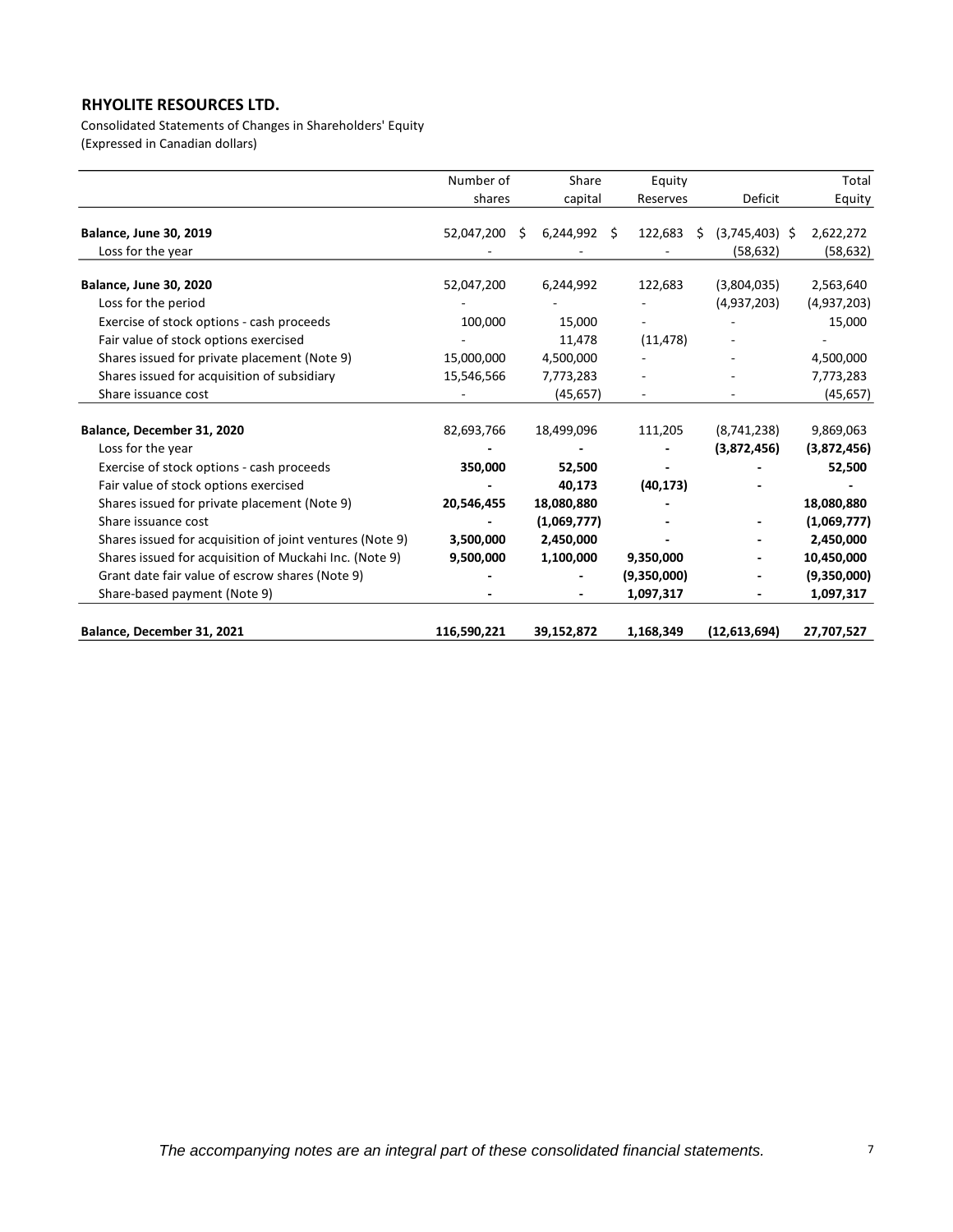**RHYOLITE RESOURCES LTD.**

Consolidated Statements of Changes in Shareholders' Equity
(Expressed in Canadian dollars)

| | Number of shares | Share capital | Equity Reserves | Deficit | Total Equity |
|---|---|---|---|---|---|
| **Balance, June 30, 2019** | 52,047,200 | $ 6,244,992 | $ 122,683 | $ (3,745,403) | $ 2,622,272 |
| Loss for the year | - | - | - | (58,632) | (58,632) |
| **Balance, June 30, 2020** | 52,047,200 | 6,244,992 | 122,683 | (3,804,035) | 2,563,640 |
| Loss for the period | - | - | - | (4,937,203) | (4,937,203) |
| Exercise of stock options - cash proceeds | 100,000 | 15,000 | - | - | 15,000 |
| Fair value of stock options exercised | - | 11,478 | (11,478) | - | - |
| Shares issued for private placement (Note 9) | 15,000,000 | 4,500,000 | - | - | 4,500,000 |
| Shares issued for acquisition of subsidiary | 15,546,566 | 7,773,283 | - | - | 7,773,283 |
| Share issuance cost | - | (45,657) | - | - | (45,657) |
| **Balance, December 31, 2020** | 82,693,766 | 18,499,096 | 111,205 | (8,741,238) | 9,869,063 |
| Loss for the year | **-** | **-** | **-** | **(3,872,456)** | **(3,872,456)** |
| Exercise of stock options - cash proceeds | **350,000** | **52,500** | **-** | **-** | **52,500** |
| Fair value of stock options exercised | **-** | **40,173** | **(40,173)** | **-** | **-** |
| Shares issued for private placement (Note 9) | **20,546,455** | **18,080,880** | **-** | | **18,080,880** |
| Share issuance cost | **-** | **(1,069,777)** | **-** | **-** | **(1,069,777)** |
| Shares issued for acquisition of joint ventures (Note 9) | **3,500,000** | **2,450,000** | **-** | **-** | **2,450,000** |
| Shares issued for acquisition of Muckahi Inc. (Note 9) | **9,500,000** | **1,100,000** | **9,350,000** | **-** | **10,450,000** |
| Grant date fair value of escrow shares (Note 9) | **-** | **-** | **(9,350,000)** | **-** | **(9,350,000)** |
| Share-based payment (Note 9) | **-** | **-** | **1,097,317** | **-** | **1,097,317** |
| **Balance, December 31, 2021** | **116,590,221** | **39,152,872** | **1,168,349** | **(12,613,694)** | **27,707,527** |

*The accompanying notes are an integral part of these consolidated financial statements.*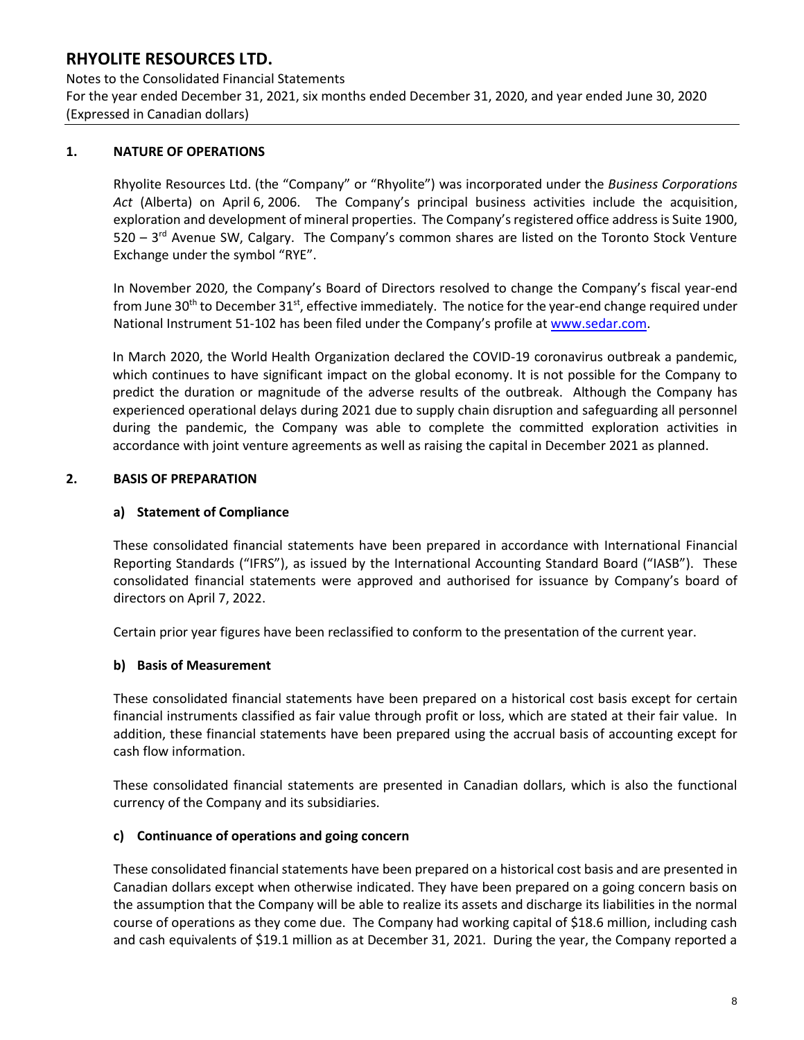## 1. NATURE OF OPERATIONS

Rhyolite Resources Ltd. (the "Company" or "Rhyolite") was incorporated under the *Business Corporations Act* (Alberta) on April 6, 2006. The Company's principal business activities include the acquisition, exploration and development of mineral properties. The Company's registered office address is Suite 1900, 520 – 3rd Avenue SW, Calgary. The Company's common shares are listed on the Toronto Stock Venture Exchange under the symbol "RYE".

In November 2020, the Company's Board of Directors resolved to change the Company's fiscal year-end from June 30th to December 31st, effective immediately. The notice for the year-end change required under National Instrument 51-102 has been filed under the Company's profile at [www.sedar.com](www.sedar.com).

In March 2020, the World Health Organization declared the COVID-19 coronavirus outbreak a pandemic, which continues to have significant impact on the global economy. It is not possible for the Company to predict the duration or magnitude of the adverse results of the outbreak. Although the Company has experienced operational delays during 2021 due to supply chain disruption and safeguarding all personnel during the pandemic, the Company was able to complete the committed exploration activities in accordance with joint venture agreements as well as raising the capital in December 2021 as planned.

## 2. BASIS OF PREPARATION

### a) Statement of Compliance

These consolidated financial statements have been prepared in accordance with International Financial Reporting Standards ("IFRS"), as issued by the International Accounting Standard Board ("IASB"). These consolidated financial statements were approved and authorised for issuance by Company's board of directors on April 7, 2022.

Certain prior year figures have been reclassified to conform to the presentation of the current year.

### b) Basis of Measurement

These consolidated financial statements have been prepared on a historical cost basis except for certain financial instruments classified as fair value through profit or loss, which are stated at their fair value. In addition, these financial statements have been prepared using the accrual basis of accounting except for cash flow information.

These consolidated financial statements are presented in Canadian dollars, which is also the functional currency of the Company and its subsidiaries.

### c) Continuance of operations and going concern

These consolidated financial statements have been prepared on a historical cost basis and are presented in Canadian dollars except when otherwise indicated. They have been prepared on a going concern basis on the assumption that the Company will be able to realize its assets and discharge its liabilities in the normal course of operations as they come due. The Company had working capital of $18.6 million, including cash and cash equivalents of $19.1 million as at December 31, 2021. During the year, the Company reported a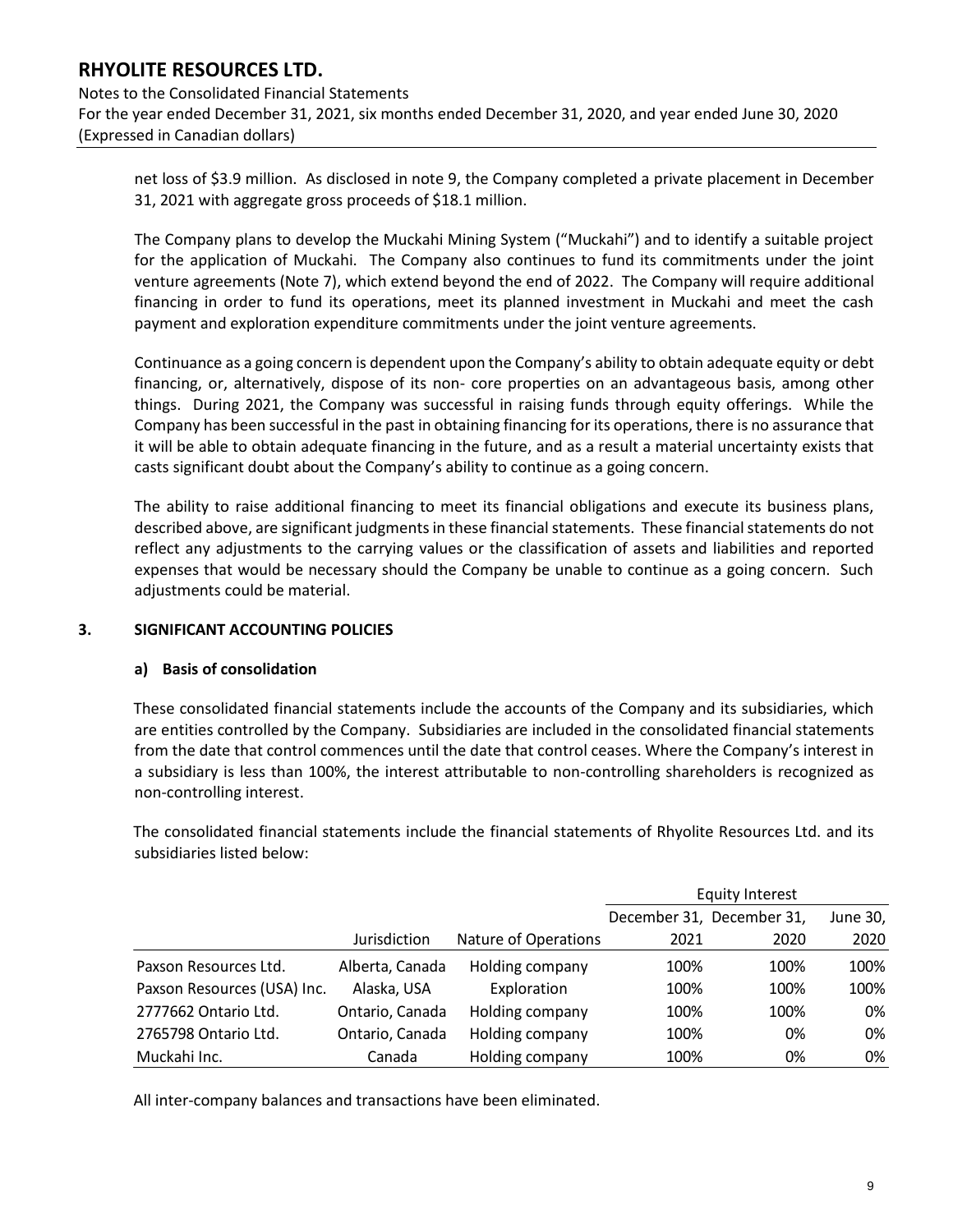net loss of $3.9 million. As disclosed in note 9, the Company completed a private placement in December 31, 2021 with aggregate gross proceeds of $18.1 million.

The Company plans to develop the Muckahi Mining System ("Muckahi") and to identify a suitable project for the application of Muckahi. The Company also continues to fund its commitments under the joint venture agreements (Note 7), which extend beyond the end of 2022. The Company will require additional financing in order to fund its operations, meet its planned investment in Muckahi and meet the cash payment and exploration expenditure commitments under the joint venture agreements.

Continuance as a going concern is dependent upon the Company's ability to obtain adequate equity or debt financing, or, alternatively, dispose of its non- core properties on an advantageous basis, among other things. During 2021, the Company was successful in raising funds through equity offerings. While the Company has been successful in the past in obtaining financing for its operations, there is no assurance that it will be able to obtain adequate financing in the future, and as a result a material uncertainty exists that casts significant doubt about the Company's ability to continue as a going concern.

The ability to raise additional financing to meet its financial obligations and execute its business plans, described above, are significant judgments in these financial statements. These financial statements do not reflect any adjustments to the carrying values or the classification of assets and liabilities and reported expenses that would be necessary should the Company be unable to continue as a going concern. Such adjustments could be material.

## 3. SIGNIFICANT ACCOUNTING POLICIES

### a) Basis of consolidation

These consolidated financial statements include the accounts of the Company and its subsidiaries, which are entities controlled by the Company. Subsidiaries are included in the consolidated financial statements from the date that control commences until the date that control ceases. Where the Company's interest in a subsidiary is less than 100%, the interest attributable to non-controlling shareholders is recognized as non-controlling interest.

The consolidated financial statements include the financial statements of Rhyolite Resources Ltd. and its subsidiaries listed below:

| | | | Equity Interest | | |
|---|---|---|---|---|---|
| | Jurisdiction | Nature of Operations | December 31, 2021 | December 31, 2020 | June 30, 2020 |
| Paxson Resources Ltd. | Alberta, Canada | Holding company | 100% | 100% | 100% |
| Paxson Resources (USA) Inc. | Alaska, USA | Exploration | 100% | 100% | 100% |
| 2777662 Ontario Ltd. | Ontario, Canada | Holding company | 100% | 100% | 0% |
| 2765798 Ontario Ltd. | Ontario, Canada | Holding company | 100% | 0% | 0% |
| Muckahi Inc. | Canada | Holding company | 100% | 0% | 0% |

All inter-company balances and transactions have been eliminated.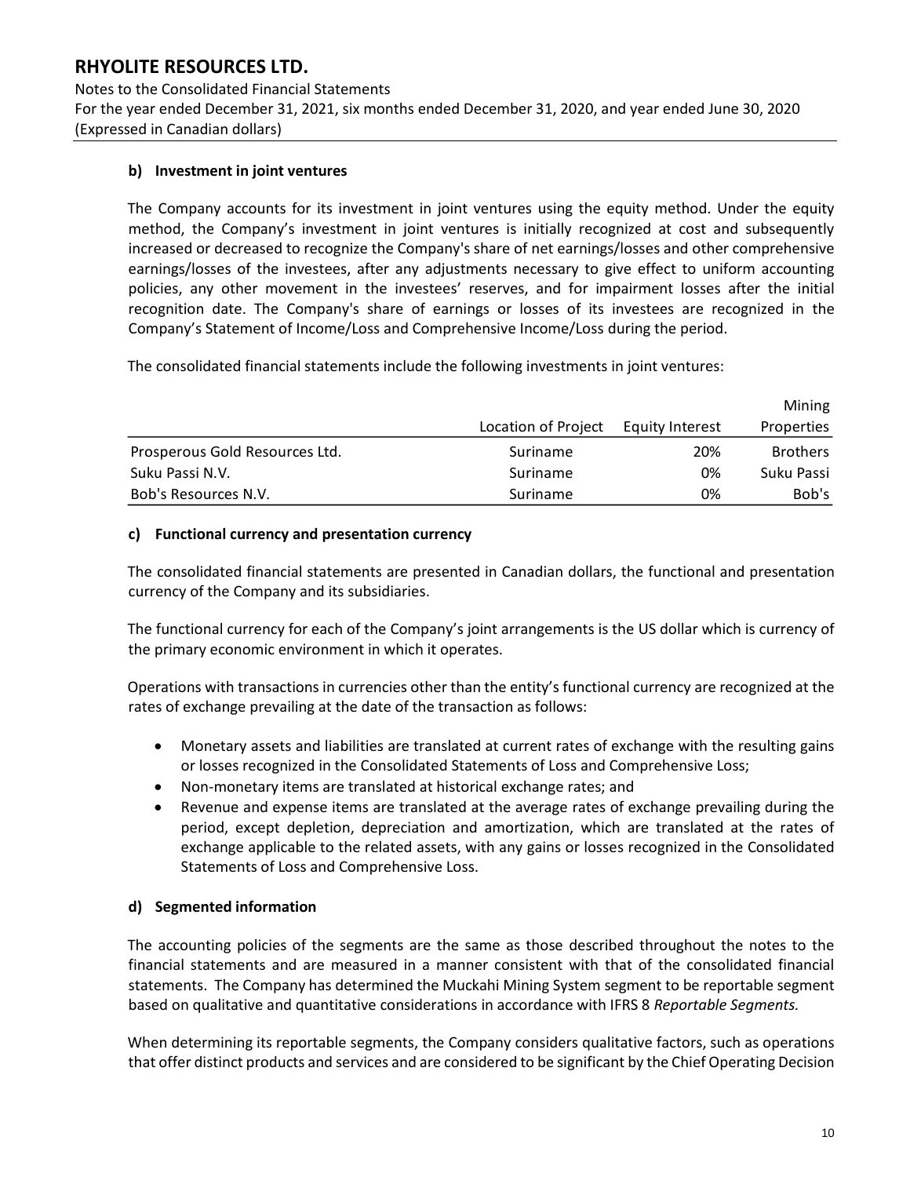### b) Investment in joint ventures

The Company accounts for its investment in joint ventures using the equity method. Under the equity method, the Company's investment in joint ventures is initially recognized at cost and subsequently increased or decreased to recognize the Company's share of net earnings/losses and other comprehensive earnings/losses of the investees, after any adjustments necessary to give effect to uniform accounting policies, any other movement in the investees' reserves, and for impairment losses after the initial recognition date. The Company's share of earnings or losses of its investees are recognized in the Company's Statement of Income/Loss and Comprehensive Income/Loss during the period.

The consolidated financial statements include the following investments in joint ventures:

| | Location of Project | Equity Interest | Mining Properties |
|---|---|---|---|
| Prosperous Gold Resources Ltd. | Suriname | 20% | Brothers |
| Suku Passi N.V. | Suriname | 0% | Suku Passi |
| Bob's Resources N.V. | Suriname | 0% | Bob's |

### c) Functional currency and presentation currency

The consolidated financial statements are presented in Canadian dollars, the functional and presentation currency of the Company and its subsidiaries.

The functional currency for each of the Company's joint arrangements is the US dollar which is currency of the primary economic environment in which it operates.

Operations with transactions in currencies other than the entity's functional currency are recognized at the rates of exchange prevailing at the date of the transaction as follows:

- Monetary assets and liabilities are translated at current rates of exchange with the resulting gains or losses recognized in the Consolidated Statements of Loss and Comprehensive Loss;
- Non-monetary items are translated at historical exchange rates; and
- Revenue and expense items are translated at the average rates of exchange prevailing during the period, except depletion, depreciation and amortization, which are translated at the rates of exchange applicable to the related assets, with any gains or losses recognized in the Consolidated Statements of Loss and Comprehensive Loss.

### d) Segmented information

The accounting policies of the segments are the same as those described throughout the notes to the financial statements and are measured in a manner consistent with that of the consolidated financial statements. The Company has determined the Muckahi Mining System segment to be reportable segment based on qualitative and quantitative considerations in accordance with IFRS 8 *Reportable Segments.*

When determining its reportable segments, the Company considers qualitative factors, such as operations that offer distinct products and services and are considered to be significant by the Chief Operating Decision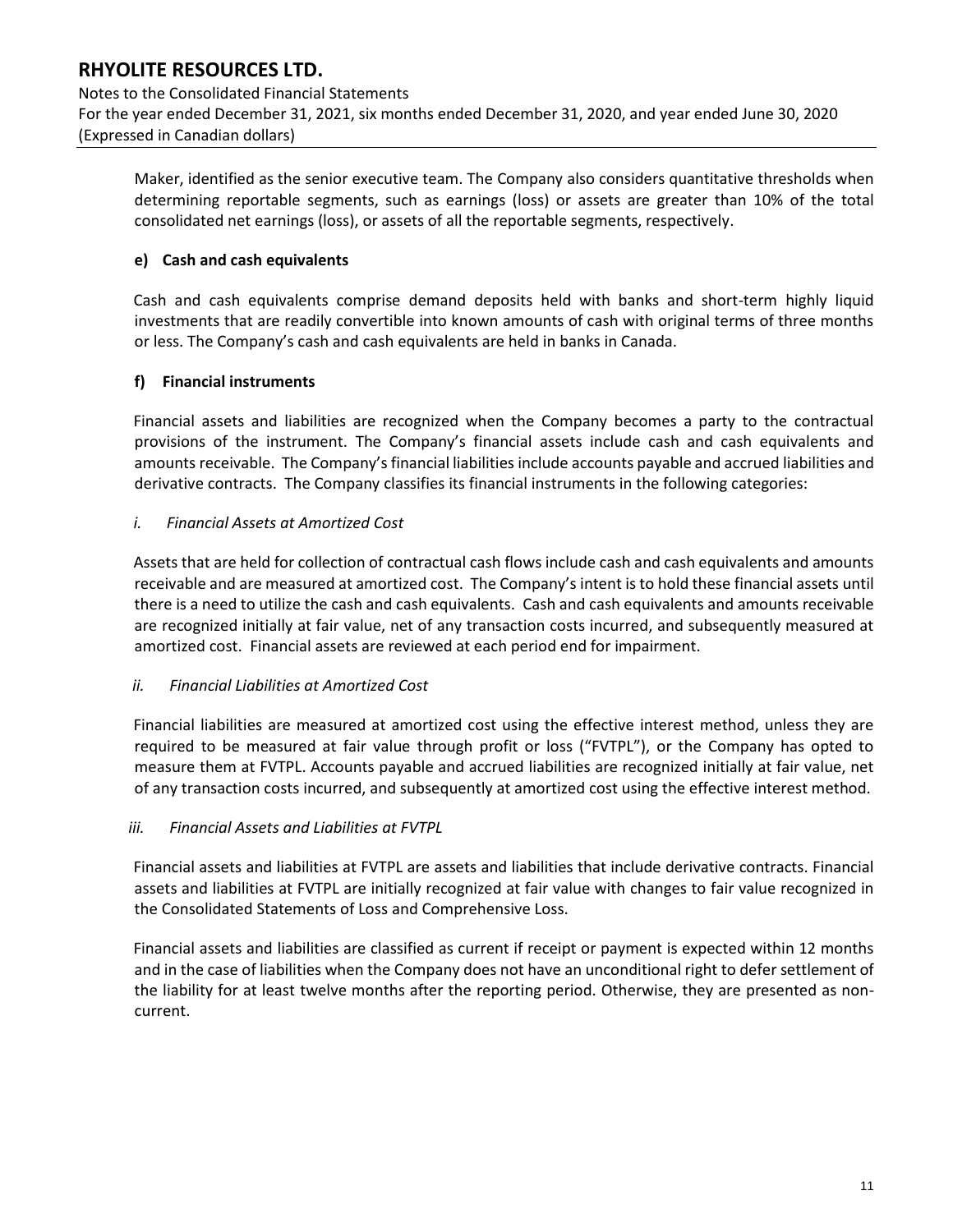Maker, identified as the senior executive team. The Company also considers quantitative thresholds when determining reportable segments, such as earnings (loss) or assets are greater than 10% of the total consolidated net earnings (loss), or assets of all the reportable segments, respectively.

**e) Cash and cash equivalents**

Cash and cash equivalents comprise demand deposits held with banks and short-term highly liquid investments that are readily convertible into known amounts of cash with original terms of three months or less. The Company's cash and cash equivalents are held in banks in Canada.

**f) Financial instruments**

Financial assets and liabilities are recognized when the Company becomes a party to the contractual provisions of the instrument. The Company's financial assets include cash and cash equivalents and amounts receivable. The Company's financial liabilities include accounts payable and accrued liabilities and derivative contracts. The Company classifies its financial instruments in the following categories:

*i. Financial Assets at Amortized Cost*

Assets that are held for collection of contractual cash flows include cash and cash equivalents and amounts receivable and are measured at amortized cost. The Company's intent is to hold these financial assets until there is a need to utilize the cash and cash equivalents. Cash and cash equivalents and amounts receivable are recognized initially at fair value, net of any transaction costs incurred, and subsequently measured at amortized cost. Financial assets are reviewed at each period end for impairment.

*ii. Financial Liabilities at Amortized Cost*

Financial liabilities are measured at amortized cost using the effective interest method, unless they are required to be measured at fair value through profit or loss ("FVTPL"), or the Company has opted to measure them at FVTPL. Accounts payable and accrued liabilities are recognized initially at fair value, net of any transaction costs incurred, and subsequently at amortized cost using the effective interest method.

*iii. Financial Assets and Liabilities at FVTPL*

Financial assets and liabilities at FVTPL are assets and liabilities that include derivative contracts. Financial assets and liabilities at FVTPL are initially recognized at fair value with changes to fair value recognized in the Consolidated Statements of Loss and Comprehensive Loss.

Financial assets and liabilities are classified as current if receipt or payment is expected within 12 months and in the case of liabilities when the Company does not have an unconditional right to defer settlement of the liability for at least twelve months after the reporting period. Otherwise, they are presented as non-current.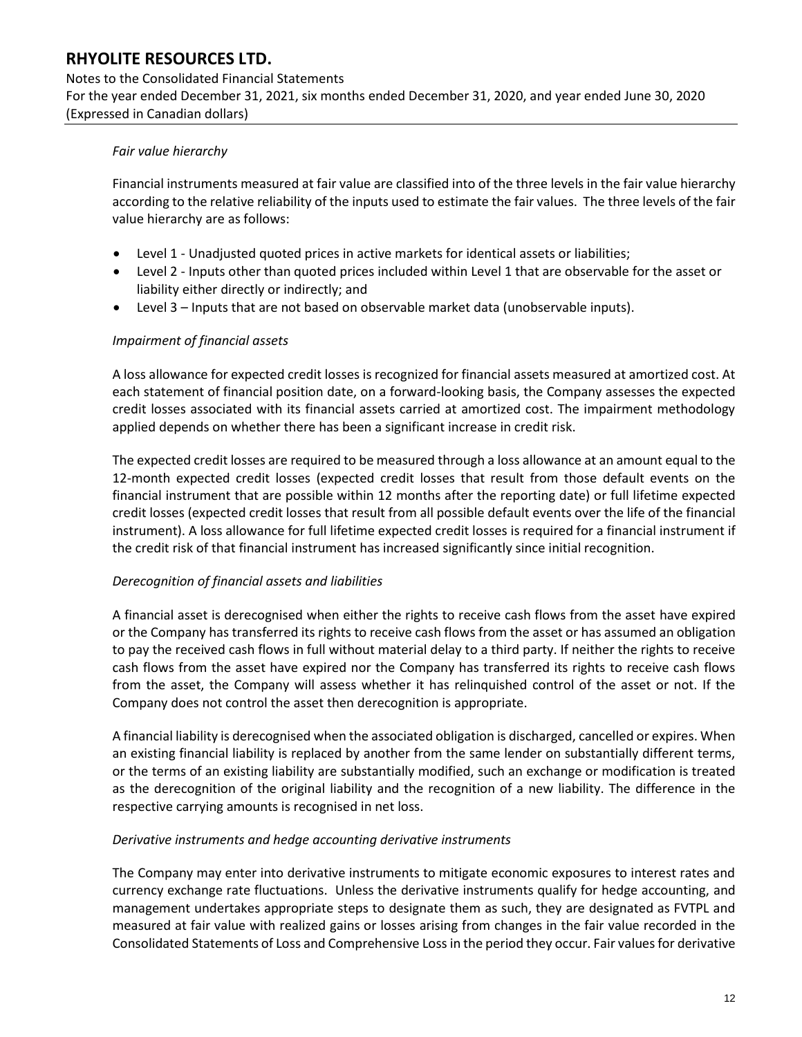*Fair value hierarchy*

Financial instruments measured at fair value are classified into of the three levels in the fair value hierarchy according to the relative reliability of the inputs used to estimate the fair values. The three levels of the fair value hierarchy are as follows:

- Level 1 - Unadjusted quoted prices in active markets for identical assets or liabilities;
- Level 2 - Inputs other than quoted prices included within Level 1 that are observable for the asset or liability either directly or indirectly; and
- Level 3 – Inputs that are not based on observable market data (unobservable inputs).

*Impairment of financial assets*

A loss allowance for expected credit losses is recognized for financial assets measured at amortized cost. At each statement of financial position date, on a forward-looking basis, the Company assesses the expected credit losses associated with its financial assets carried at amortized cost. The impairment methodology applied depends on whether there has been a significant increase in credit risk.

The expected credit losses are required to be measured through a loss allowance at an amount equal to the 12-month expected credit losses (expected credit losses that result from those default events on the financial instrument that are possible within 12 months after the reporting date) or full lifetime expected credit losses (expected credit losses that result from all possible default events over the life of the financial instrument). A loss allowance for full lifetime expected credit losses is required for a financial instrument if the credit risk of that financial instrument has increased significantly since initial recognition.

*Derecognition of financial assets and liabilities*

A financial asset is derecognised when either the rights to receive cash flows from the asset have expired or the Company has transferred its rights to receive cash flows from the asset or has assumed an obligation to pay the received cash flows in full without material delay to a third party. If neither the rights to receive cash flows from the asset have expired nor the Company has transferred its rights to receive cash flows from the asset, the Company will assess whether it has relinquished control of the asset or not. If the Company does not control the asset then derecognition is appropriate.

A financial liability is derecognised when the associated obligation is discharged, cancelled or expires. When an existing financial liability is replaced by another from the same lender on substantially different terms, or the terms of an existing liability are substantially modified, such an exchange or modification is treated as the derecognition of the original liability and the recognition of a new liability. The difference in the respective carrying amounts is recognised in net loss.

*Derivative instruments and hedge accounting derivative instruments*

The Company may enter into derivative instruments to mitigate economic exposures to interest rates and currency exchange rate fluctuations. Unless the derivative instruments qualify for hedge accounting, and management undertakes appropriate steps to designate them as such, they are designated as FVTPL and measured at fair value with realized gains or losses arising from changes in the fair value recorded in the Consolidated Statements of Loss and Comprehensive Loss in the period they occur. Fair values for derivative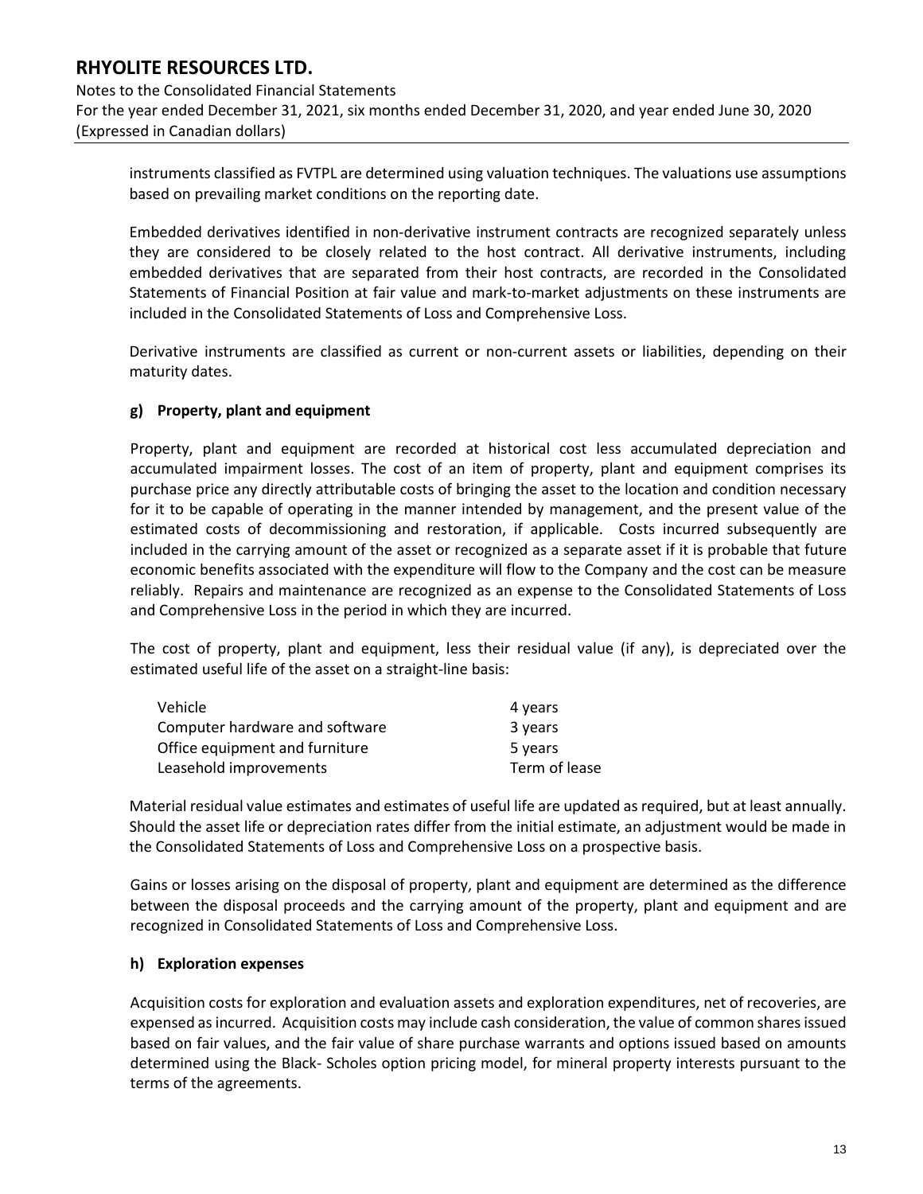instruments classified as FVTPL are determined using valuation techniques. The valuations use assumptions based on prevailing market conditions on the reporting date.

Embedded derivatives identified in non-derivative instrument contracts are recognized separately unless they are considered to be closely related to the host contract. All derivative instruments, including embedded derivatives that are separated from their host contracts, are recorded in the Consolidated Statements of Financial Position at fair value and mark-to-market adjustments on these instruments are included in the Consolidated Statements of Loss and Comprehensive Loss.

Derivative instruments are classified as current or non-current assets or liabilities, depending on their maturity dates.

**g) Property, plant and equipment**

Property, plant and equipment are recorded at historical cost less accumulated depreciation and accumulated impairment losses. The cost of an item of property, plant and equipment comprises its purchase price any directly attributable costs of bringing the asset to the location and condition necessary for it to be capable of operating in the manner intended by management, and the present value of the estimated costs of decommissioning and restoration, if applicable. Costs incurred subsequently are included in the carrying amount of the asset or recognized as a separate asset if it is probable that future economic benefits associated with the expenditure will flow to the Company and the cost can be measure reliably. Repairs and maintenance are recognized as an expense to the Consolidated Statements of Loss and Comprehensive Loss in the period in which they are incurred.

The cost of property, plant and equipment, less their residual value (if any), is depreciated over the estimated useful life of the asset on a straight-line basis:

| | |
|---|---|
| Vehicle | 4 years |
| Computer hardware and software | 3 years |
| Office equipment and furniture | 5 years |
| Leasehold improvements | Term of lease |

Material residual value estimates and estimates of useful life are updated as required, but at least annually. Should the asset life or depreciation rates differ from the initial estimate, an adjustment would be made in the Consolidated Statements of Loss and Comprehensive Loss on a prospective basis.

Gains or losses arising on the disposal of property, plant and equipment are determined as the difference between the disposal proceeds and the carrying amount of the property, plant and equipment and are recognized in Consolidated Statements of Loss and Comprehensive Loss.

**h) Exploration expenses**

Acquisition costs for exploration and evaluation assets and exploration expenditures, net of recoveries, are expensed as incurred. Acquisition costs may include cash consideration, the value of common shares issued based on fair values, and the fair value of share purchase warrants and options issued based on amounts determined using the Black- Scholes option pricing model, for mineral property interests pursuant to the terms of the agreements.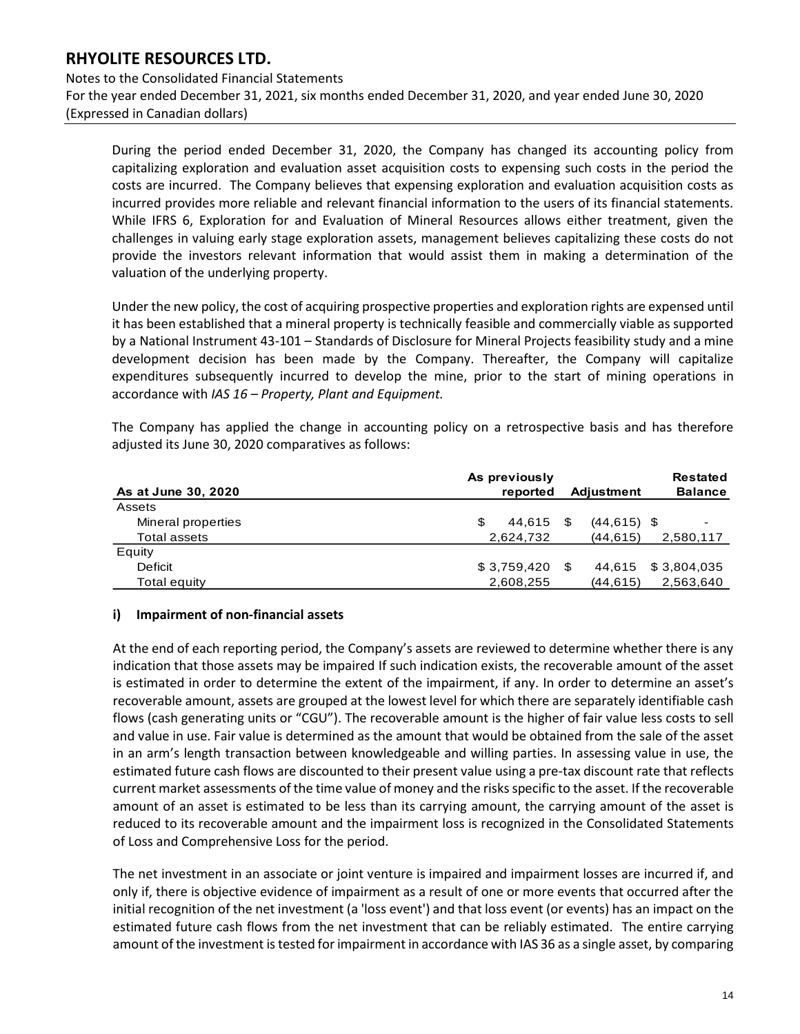During the period ended December 31, 2020, the Company has changed its accounting policy from capitalizing exploration and evaluation asset acquisition costs to expensing such costs in the period the costs are incurred. The Company believes that expensing exploration and evaluation acquisition costs as incurred provides more reliable and relevant financial information to the users of its financial statements. While IFRS 6, Exploration for and Evaluation of Mineral Resources allows either treatment, given the challenges in valuing early stage exploration assets, management believes capitalizing these costs do not provide the investors relevant information that would assist them in making a determination of the valuation of the underlying property.

Under the new policy, the cost of acquiring prospective properties and exploration rights are expensed until it has been established that a mineral property is technically feasible and commercially viable as supported by a National Instrument 43-101 – Standards of Disclosure for Mineral Projects feasibility study and a mine development decision has been made by the Company. Thereafter, the Company will capitalize expenditures subsequently incurred to develop the mine, prior to the start of mining operations in accordance with *IAS 16 – Property, Plant and Equipment.*

The Company has applied the change in accounting policy on a retrospective basis and has therefore adjusted its June 30, 2020 comparatives as follows:

| As at June 30, 2020 | As previously reported | Adjustment | Restated Balance |
|---|---|---|---|
| Assets | | | |
| Mineral properties | $ 44,615 | $ (44,615) | $ - |
| Total assets | 2,624,732 | (44,615) | 2,580,117 |
| Equity | | | |
| Deficit | $ 3,759,420 | $ 44,615 | $ 3,804,035 |
| Total equity | 2,608,255 | (44,615) | 2,563,640 |

### i) Impairment of non-financial assets

At the end of each reporting period, the Company's assets are reviewed to determine whether there is any indication that those assets may be impaired If such indication exists, the recoverable amount of the asset is estimated in order to determine the extent of the impairment, if any. In order to determine an asset's recoverable amount, assets are grouped at the lowest level for which there are separately identifiable cash flows (cash generating units or "CGU"). The recoverable amount is the higher of fair value less costs to sell and value in use. Fair value is determined as the amount that would be obtained from the sale of the asset in an arm's length transaction between knowledgeable and willing parties. In assessing value in use, the estimated future cash flows are discounted to their present value using a pre-tax discount rate that reflects current market assessments of the time value of money and the risks specific to the asset. If the recoverable amount of an asset is estimated to be less than its carrying amount, the carrying amount of the asset is reduced to its recoverable amount and the impairment loss is recognized in the Consolidated Statements of Loss and Comprehensive Loss for the period.

The net investment in an associate or joint venture is impaired and impairment losses are incurred if, and only if, there is objective evidence of impairment as a result of one or more events that occurred after the initial recognition of the net investment (a 'loss event') and that loss event (or events) has an impact on the estimated future cash flows from the net investment that can be reliably estimated. The entire carrying amount of the investment is tested for impairment in accordance with IAS 36 as a single asset, by comparing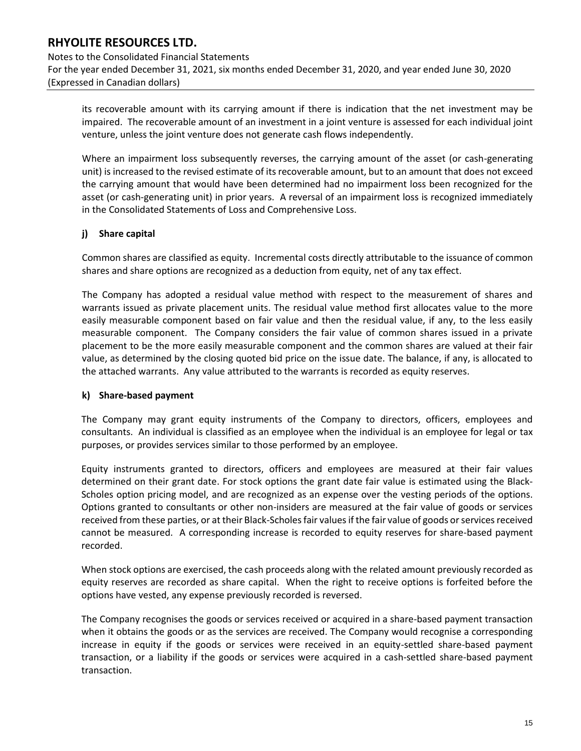its recoverable amount with its carrying amount if there is indication that the net investment may be impaired. The recoverable amount of an investment in a joint venture is assessed for each individual joint venture, unless the joint venture does not generate cash flows independently.

Where an impairment loss subsequently reverses, the carrying amount of the asset (or cash-generating unit) is increased to the revised estimate of its recoverable amount, but to an amount that does not exceed the carrying amount that would have been determined had no impairment loss been recognized for the asset (or cash-generating unit) in prior years. A reversal of an impairment loss is recognized immediately in the Consolidated Statements of Loss and Comprehensive Loss.

**j) Share capital**

Common shares are classified as equity. Incremental costs directly attributable to the issuance of common shares and share options are recognized as a deduction from equity, net of any tax effect.

The Company has adopted a residual value method with respect to the measurement of shares and warrants issued as private placement units. The residual value method first allocates value to the more easily measurable component based on fair value and then the residual value, if any, to the less easily measurable component. The Company considers the fair value of common shares issued in a private placement to be the more easily measurable component and the common shares are valued at their fair value, as determined by the closing quoted bid price on the issue date. The balance, if any, is allocated to the attached warrants. Any value attributed to the warrants is recorded as equity reserves.

**k) Share-based payment**

The Company may grant equity instruments of the Company to directors, officers, employees and consultants. An individual is classified as an employee when the individual is an employee for legal or tax purposes, or provides services similar to those performed by an employee.

Equity instruments granted to directors, officers and employees are measured at their fair values determined on their grant date. For stock options the grant date fair value is estimated using the Black-Scholes option pricing model, and are recognized as an expense over the vesting periods of the options. Options granted to consultants or other non-insiders are measured at the fair value of goods or services received from these parties, or at their Black-Scholes fair values if the fair value of goods or services received cannot be measured. A corresponding increase is recorded to equity reserves for share-based payment recorded.

When stock options are exercised, the cash proceeds along with the related amount previously recorded as equity reserves are recorded as share capital. When the right to receive options is forfeited before the options have vested, any expense previously recorded is reversed.

The Company recognises the goods or services received or acquired in a share-based payment transaction when it obtains the goods or as the services are received. The Company would recognise a corresponding increase in equity if the goods or services were received in an equity-settled share-based payment transaction, or a liability if the goods or services were acquired in a cash-settled share-based payment transaction.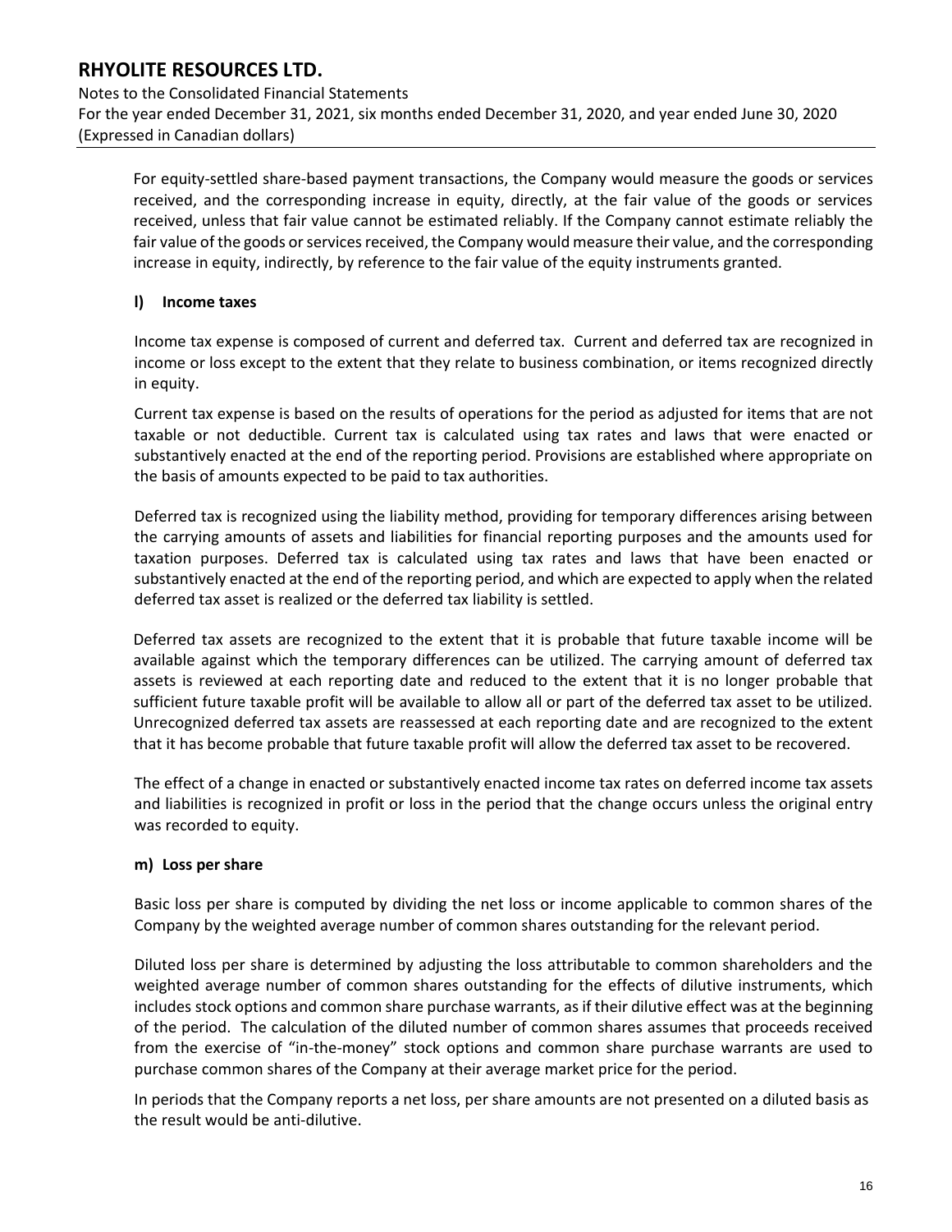For equity-settled share-based payment transactions, the Company would measure the goods or services received, and the corresponding increase in equity, directly, at the fair value of the goods or services received, unless that fair value cannot be estimated reliably. If the Company cannot estimate reliably the fair value of the goods or services received, the Company would measure their value, and the corresponding increase in equity, indirectly, by reference to the fair value of the equity instruments granted.

### l) Income taxes

Income tax expense is composed of current and deferred tax. Current and deferred tax are recognized in income or loss except to the extent that they relate to business combination, or items recognized directly in equity.

Current tax expense is based on the results of operations for the period as adjusted for items that are not taxable or not deductible. Current tax is calculated using tax rates and laws that were enacted or substantively enacted at the end of the reporting period. Provisions are established where appropriate on the basis of amounts expected to be paid to tax authorities.

Deferred tax is recognized using the liability method, providing for temporary differences arising between the carrying amounts of assets and liabilities for financial reporting purposes and the amounts used for taxation purposes. Deferred tax is calculated using tax rates and laws that have been enacted or substantively enacted at the end of the reporting period, and which are expected to apply when the related deferred tax asset is realized or the deferred tax liability is settled.

Deferred tax assets are recognized to the extent that it is probable that future taxable income will be available against which the temporary differences can be utilized. The carrying amount of deferred tax assets is reviewed at each reporting date and reduced to the extent that it is no longer probable that sufficient future taxable profit will be available to allow all or part of the deferred tax asset to be utilized. Unrecognized deferred tax assets are reassessed at each reporting date and are recognized to the extent that it has become probable that future taxable profit will allow the deferred tax asset to be recovered.

The effect of a change in enacted or substantively enacted income tax rates on deferred income tax assets and liabilities is recognized in profit or loss in the period that the change occurs unless the original entry was recorded to equity.

### m) Loss per share

Basic loss per share is computed by dividing the net loss or income applicable to common shares of the Company by the weighted average number of common shares outstanding for the relevant period.

Diluted loss per share is determined by adjusting the loss attributable to common shareholders and the weighted average number of common shares outstanding for the effects of dilutive instruments, which includes stock options and common share purchase warrants, as if their dilutive effect was at the beginning of the period. The calculation of the diluted number of common shares assumes that proceeds received from the exercise of "in-the-money" stock options and common share purchase warrants are used to purchase common shares of the Company at their average market price for the period.

In periods that the Company reports a net loss, per share amounts are not presented on a diluted basis as the result would be anti-dilutive.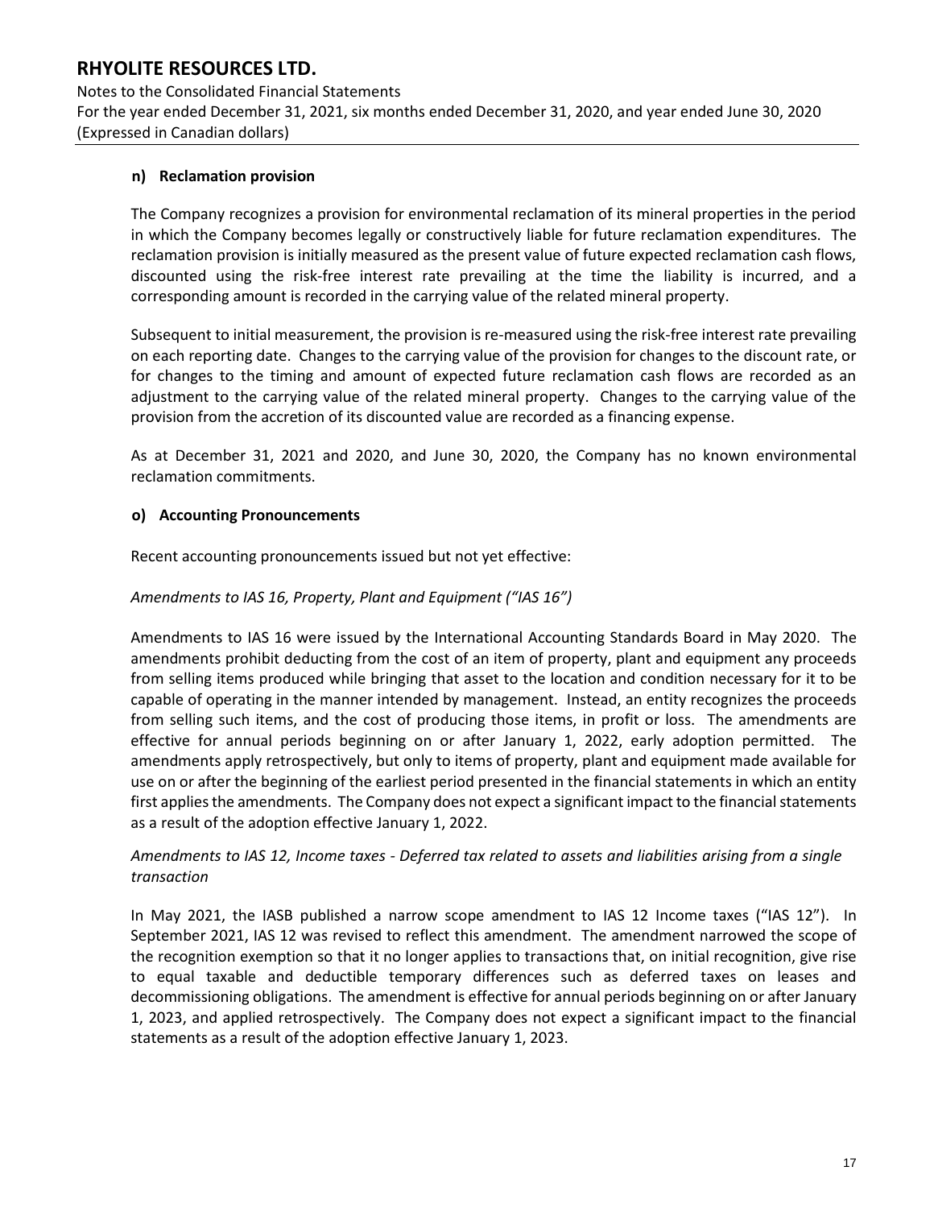**n) Reclamation provision**

The Company recognizes a provision for environmental reclamation of its mineral properties in the period in which the Company becomes legally or constructively liable for future reclamation expenditures. The reclamation provision is initially measured as the present value of future expected reclamation cash flows, discounted using the risk-free interest rate prevailing at the time the liability is incurred, and a corresponding amount is recorded in the carrying value of the related mineral property.

Subsequent to initial measurement, the provision is re-measured using the risk-free interest rate prevailing on each reporting date. Changes to the carrying value of the provision for changes to the discount rate, or for changes to the timing and amount of expected future reclamation cash flows are recorded as an adjustment to the carrying value of the related mineral property. Changes to the carrying value of the provision from the accretion of its discounted value are recorded as a financing expense.

As at December 31, 2021 and 2020, and June 30, 2020, the Company has no known environmental reclamation commitments.

**o) Accounting Pronouncements**

Recent accounting pronouncements issued but not yet effective:

*Amendments to IAS 16, Property, Plant and Equipment ("IAS 16")*

Amendments to IAS 16 were issued by the International Accounting Standards Board in May 2020. The amendments prohibit deducting from the cost of an item of property, plant and equipment any proceeds from selling items produced while bringing that asset to the location and condition necessary for it to be capable of operating in the manner intended by management. Instead, an entity recognizes the proceeds from selling such items, and the cost of producing those items, in profit or loss. The amendments are effective for annual periods beginning on or after January 1, 2022, early adoption permitted. The amendments apply retrospectively, but only to items of property, plant and equipment made available for use on or after the beginning of the earliest period presented in the financial statements in which an entity first applies the amendments. The Company does not expect a significant impact to the financial statements as a result of the adoption effective January 1, 2022.

*Amendments to IAS 12, Income taxes - Deferred tax related to assets and liabilities arising from a single transaction*

In May 2021, the IASB published a narrow scope amendment to IAS 12 Income taxes ("IAS 12"). In September 2021, IAS 12 was revised to reflect this amendment. The amendment narrowed the scope of the recognition exemption so that it no longer applies to transactions that, on initial recognition, give rise to equal taxable and deductible temporary differences such as deferred taxes on leases and decommissioning obligations. The amendment is effective for annual periods beginning on or after January 1, 2023, and applied retrospectively. The Company does not expect a significant impact to the financial statements as a result of the adoption effective January 1, 2023.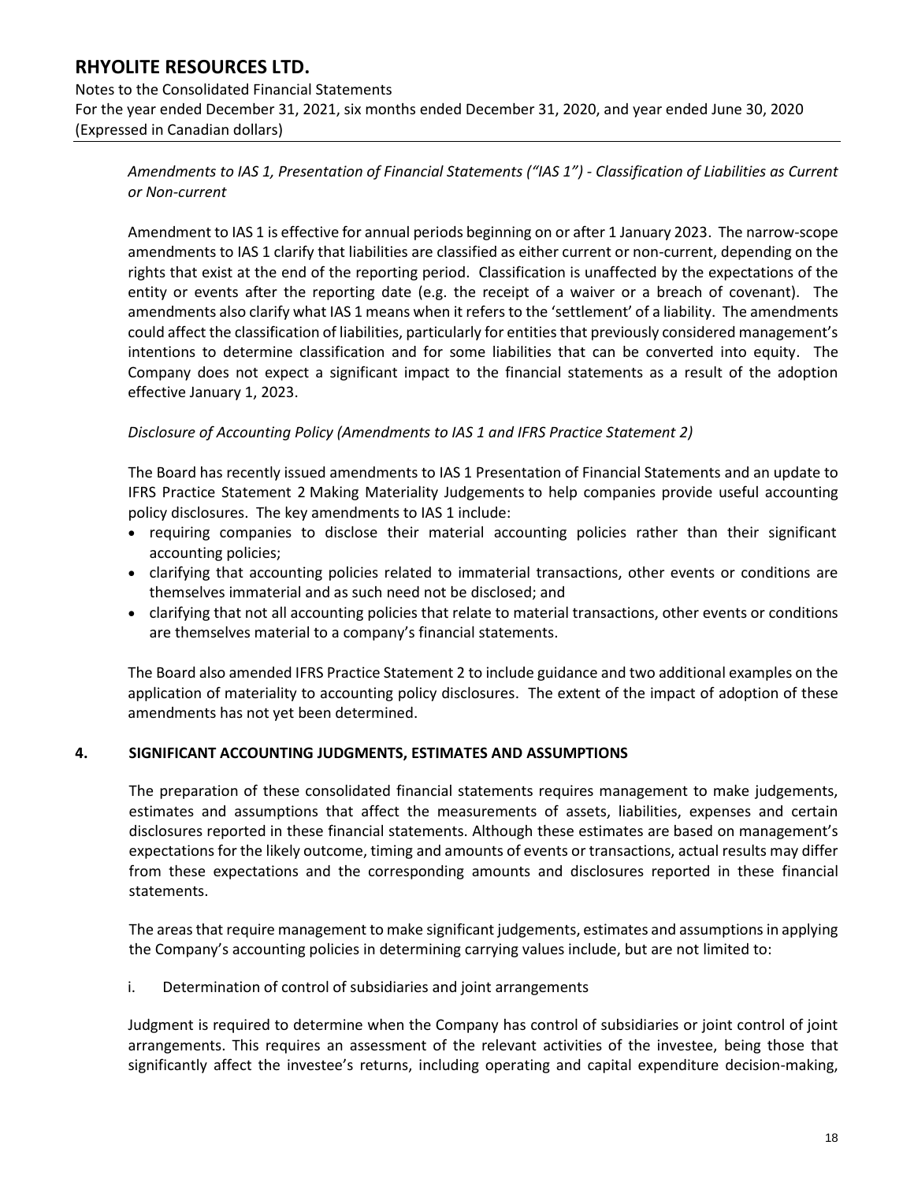*Amendments to IAS 1, Presentation of Financial Statements ("IAS 1") - Classification of Liabilities as Current or Non-current*

Amendment to IAS 1 is effective for annual periods beginning on or after 1 January 2023. The narrow-scope amendments to IAS 1 clarify that liabilities are classified as either current or non-current, depending on the rights that exist at the end of the reporting period. Classification is unaffected by the expectations of the entity or events after the reporting date (e.g. the receipt of a waiver or a breach of covenant). The amendments also clarify what IAS 1 means when it refers to the 'settlement' of a liability. The amendments could affect the classification of liabilities, particularly for entities that previously considered management's intentions to determine classification and for some liabilities that can be converted into equity. The Company does not expect a significant impact to the financial statements as a result of the adoption effective January 1, 2023.

*Disclosure of Accounting Policy (Amendments to IAS 1 and IFRS Practice Statement 2)*

The Board has recently issued amendments to IAS 1 Presentation of Financial Statements and an update to IFRS Practice Statement 2 Making Materiality Judgements to help companies provide useful accounting policy disclosures. The key amendments to IAS 1 include:

- requiring companies to disclose their material accounting policies rather than their significant accounting policies;
- clarifying that accounting policies related to immaterial transactions, other events or conditions are themselves immaterial and as such need not be disclosed; and
- clarifying that not all accounting policies that relate to material transactions, other events or conditions are themselves material to a company's financial statements.

The Board also amended IFRS Practice Statement 2 to include guidance and two additional examples on the application of materiality to accounting policy disclosures. The extent of the impact of adoption of these amendments has not yet been determined.

## 4. SIGNIFICANT ACCOUNTING JUDGMENTS, ESTIMATES AND ASSUMPTIONS

The preparation of these consolidated financial statements requires management to make judgements, estimates and assumptions that affect the measurements of assets, liabilities, expenses and certain disclosures reported in these financial statements. Although these estimates are based on management's expectations for the likely outcome, timing and amounts of events or transactions, actual results may differ from these expectations and the corresponding amounts and disclosures reported in these financial statements.

The areas that require management to make significant judgements, estimates and assumptions in applying the Company's accounting policies in determining carrying values include, but are not limited to:

i. Determination of control of subsidiaries and joint arrangements

Judgment is required to determine when the Company has control of subsidiaries or joint control of joint arrangements. This requires an assessment of the relevant activities of the investee, being those that significantly affect the investee's returns, including operating and capital expenditure decision-making,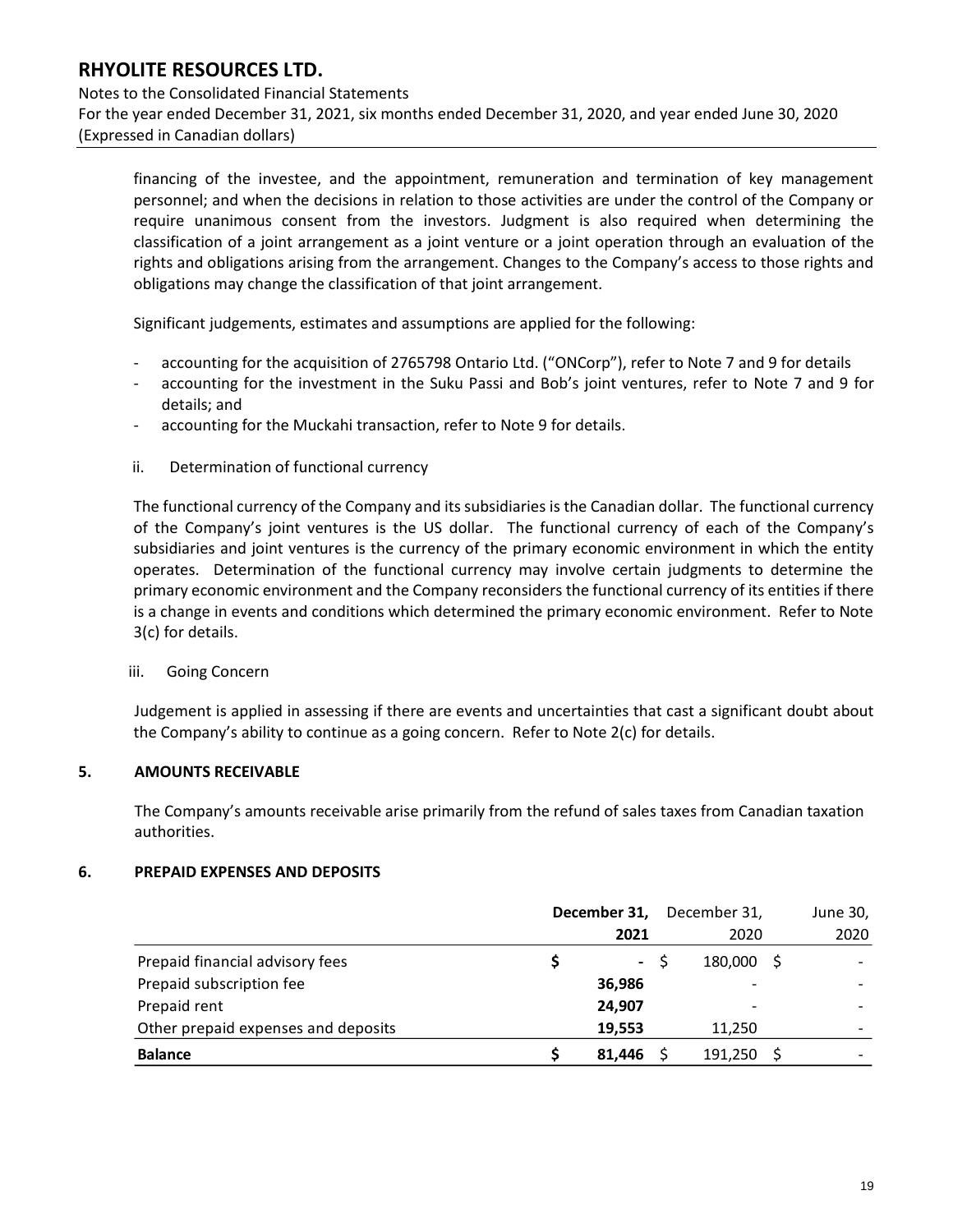financing of the investee, and the appointment, remuneration and termination of key management personnel; and when the decisions in relation to those activities are under the control of the Company or require unanimous consent from the investors. Judgment is also required when determining the classification of a joint arrangement as a joint venture or a joint operation through an evaluation of the rights and obligations arising from the arrangement. Changes to the Company's access to those rights and obligations may change the classification of that joint arrangement.

Significant judgements, estimates and assumptions are applied for the following:

- accounting for the acquisition of 2765798 Ontario Ltd. ("ONCorp"), refer to Note 7 and 9 for details
- accounting for the investment in the Suku Passi and Bob's joint ventures, refer to Note 7 and 9 for details; and
- accounting for the Muckahi transaction, refer to Note 9 for details.

ii. Determination of functional currency

The functional currency of the Company and its subsidiaries is the Canadian dollar. The functional currency of the Company's joint ventures is the US dollar. The functional currency of each of the Company's subsidiaries and joint ventures is the currency of the primary economic environment in which the entity operates. Determination of the functional currency may involve certain judgments to determine the primary economic environment and the Company reconsiders the functional currency of its entities if there is a change in events and conditions which determined the primary economic environment. Refer to Note 3(c) for details.

iii. Going Concern

Judgement is applied in assessing if there are events and uncertainties that cast a significant doubt about the Company's ability to continue as a going concern. Refer to Note 2(c) for details.

## 5. AMOUNTS RECEIVABLE

The Company's amounts receivable arise primarily from the refund of sales taxes from Canadian taxation authorities.

## 6. PREPAID EXPENSES AND DEPOSITS

| | **December 31, 2021** | December 31, 2020 | June 30, 2020 |
|---|---|---|---|
| Prepaid financial advisory fees | **$ -** | $ 180,000 | $ - |
| Prepaid subscription fee | **36,986** | - | - |
| Prepaid rent | **24,907** | - | - |
| Other prepaid expenses and deposits | **19,553** | 11,250 | - |
| **Balance** | **$ 81,446** | $ 191,250 | $ - |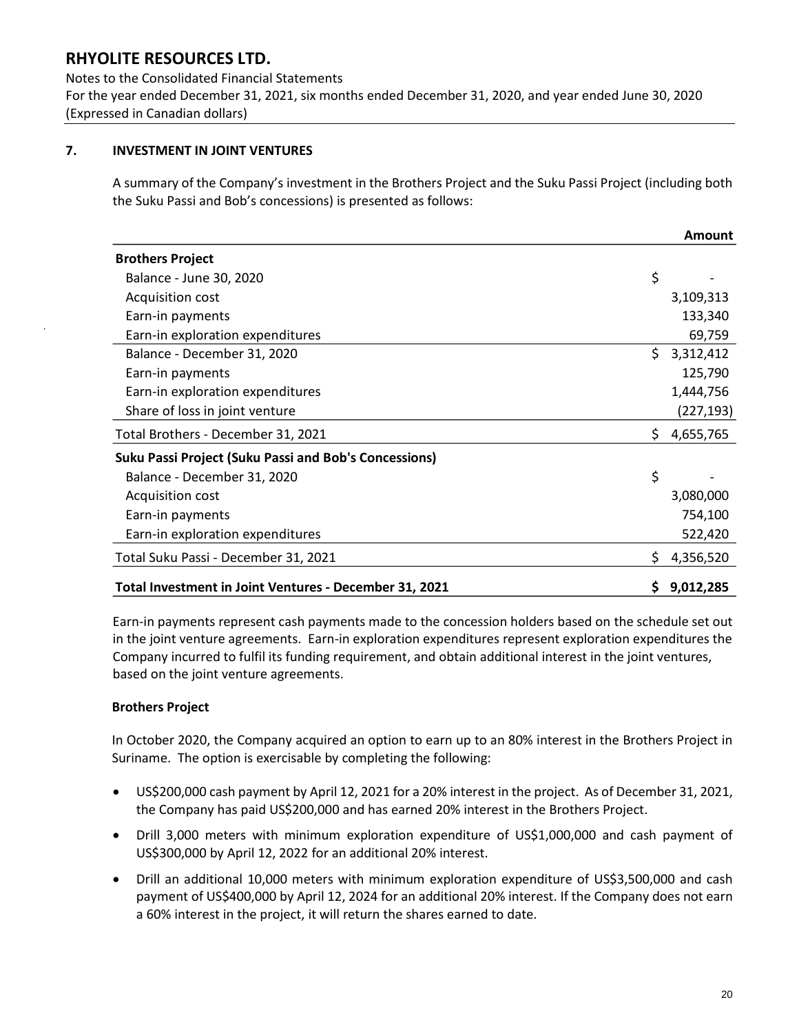# RHYOLITE RESOURCES LTD.

Notes to the Consolidated Financial Statements
For the year ended December 31, 2021, six months ended December 31, 2020, and year ended June 30, 2020
(Expressed in Canadian dollars)

## 7. INVESTMENT IN JOINT VENTURES

A summary of the Company's investment in the Brothers Project and the Suku Passi Project (including both the Suku Passi and Bob's concessions) is presented as follows:

| | Amount |
|---|---|
| **Brothers Project** | |
| Balance - June 30, 2020 | $ - |
| Acquisition cost | 3,109,313 |
| Earn-in payments | 133,340 |
| Earn-in exploration expenditures | 69,759 |
| Balance - December 31, 2020 | $ 3,312,412 |
| Earn-in payments | 125,790 |
| Earn-in exploration expenditures | 1,444,756 |
| Share of loss in joint venture | (227,193) |
| Total Brothers - December 31, 2021 | $ 4,655,765 |
| **Suku Passi Project (Suku Passi and Bob's Concessions)** | |
| Balance - December 31, 2020 | $ - |
| Acquisition cost | 3,080,000 |
| Earn-in payments | 754,100 |
| Earn-in exploration expenditures | 522,420 |
| Total Suku Passi - December 31, 2021 | $ 4,356,520 |
| **Total Investment in Joint Ventures - December 31, 2021** | **$ 9,012,285** |

Earn-in payments represent cash payments made to the concession holders based on the schedule set out in the joint venture agreements. Earn-in exploration expenditures represent exploration expenditures the Company incurred to fulfil its funding requirement, and obtain additional interest in the joint ventures, based on the joint venture agreements.

### Brothers Project

In October 2020, the Company acquired an option to earn up to an 80% interest in the Brothers Project in Suriname. The option is exercisable by completing the following:

- US$200,000 cash payment by April 12, 2021 for a 20% interest in the project. As of December 31, 2021, the Company has paid US$200,000 and has earned 20% interest in the Brothers Project.
- Drill 3,000 meters with minimum exploration expenditure of US$1,000,000 and cash payment of US$300,000 by April 12, 2022 for an additional 20% interest.
- Drill an additional 10,000 meters with minimum exploration expenditure of US$3,500,000 and cash payment of US$400,000 by April 12, 2024 for an additional 20% interest. If the Company does not earn a 60% interest in the project, it will return the shares earned to date.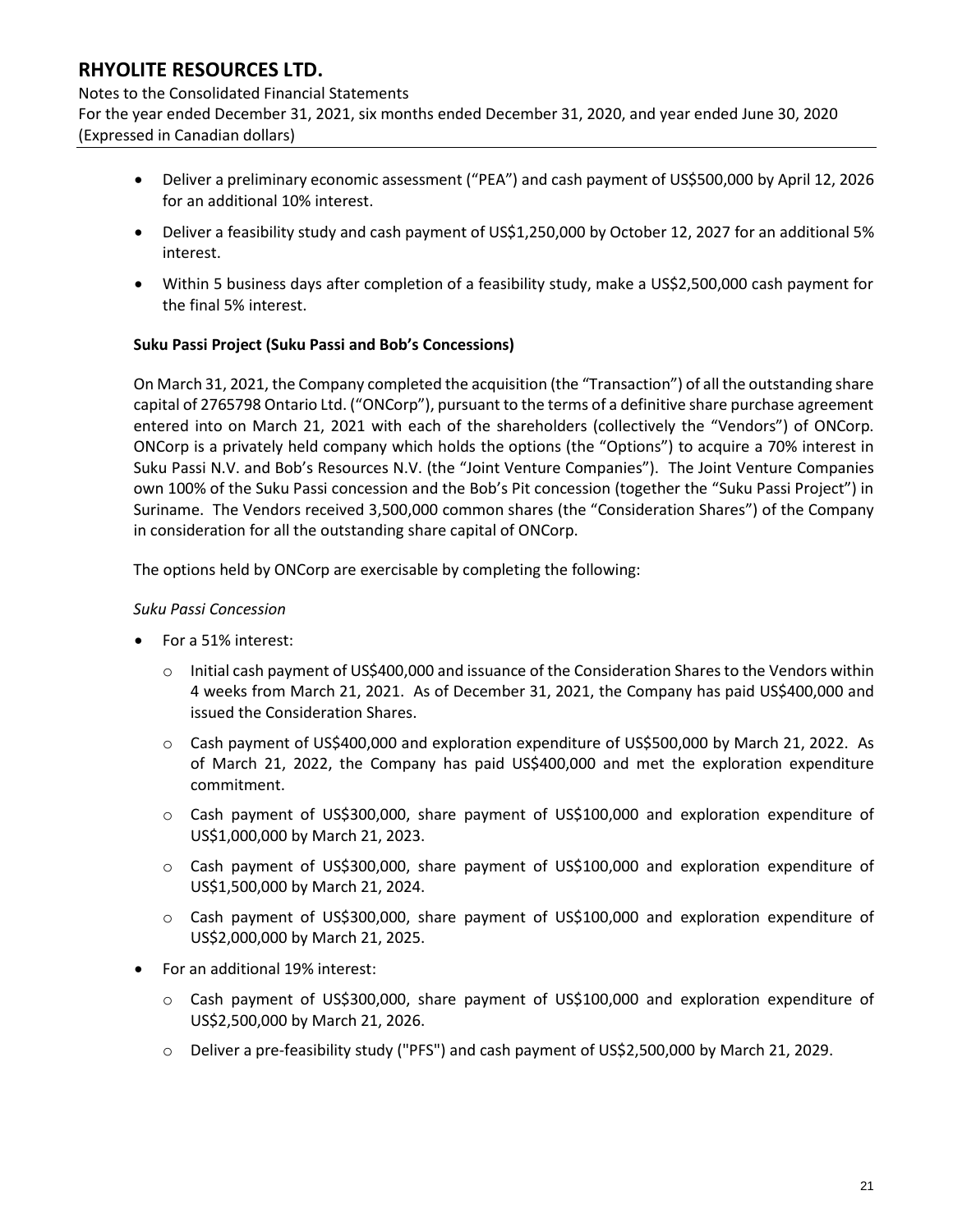- Deliver a preliminary economic assessment ("PEA") and cash payment of US$500,000 by April 12, 2026 for an additional 10% interest.
- Deliver a feasibility study and cash payment of US$1,250,000 by October 12, 2027 for an additional 5% interest.
- Within 5 business days after completion of a feasibility study, make a US$2,500,000 cash payment for the final 5% interest.

**Suku Passi Project (Suku Passi and Bob's Concessions)**

On March 31, 2021, the Company completed the acquisition (the "Transaction") of all the outstanding share capital of 2765798 Ontario Ltd. ("ONCorp"), pursuant to the terms of a definitive share purchase agreement entered into on March 21, 2021 with each of the shareholders (collectively the "Vendors") of ONCorp. ONCorp is a privately held company which holds the options (the "Options") to acquire a 70% interest in Suku Passi N.V. and Bob's Resources N.V. (the "Joint Venture Companies"). The Joint Venture Companies own 100% of the Suku Passi concession and the Bob's Pit concession (together the "Suku Passi Project") in Suriname. The Vendors received 3,500,000 common shares (the "Consideration Shares") of the Company in consideration for all the outstanding share capital of ONCorp.

The options held by ONCorp are exercisable by completing the following:

*Suku Passi Concession*

- For a 51% interest:
  - Initial cash payment of US$400,000 and issuance of the Consideration Shares to the Vendors within 4 weeks from March 21, 2021. As of December 31, 2021, the Company has paid US$400,000 and issued the Consideration Shares.
  - Cash payment of US$400,000 and exploration expenditure of US$500,000 by March 21, 2022. As of March 21, 2022, the Company has paid US$400,000 and met the exploration expenditure commitment.
  - Cash payment of US$300,000, share payment of US$100,000 and exploration expenditure of US$1,000,000 by March 21, 2023.
  - Cash payment of US$300,000, share payment of US$100,000 and exploration expenditure of US$1,500,000 by March 21, 2024.
  - Cash payment of US$300,000, share payment of US$100,000 and exploration expenditure of US$2,000,000 by March 21, 2025.
- For an additional 19% interest:
  - Cash payment of US$300,000, share payment of US$100,000 and exploration expenditure of US$2,500,000 by March 21, 2026.
  - Deliver a pre-feasibility study ("PFS") and cash payment of US$2,500,000 by March 21, 2029.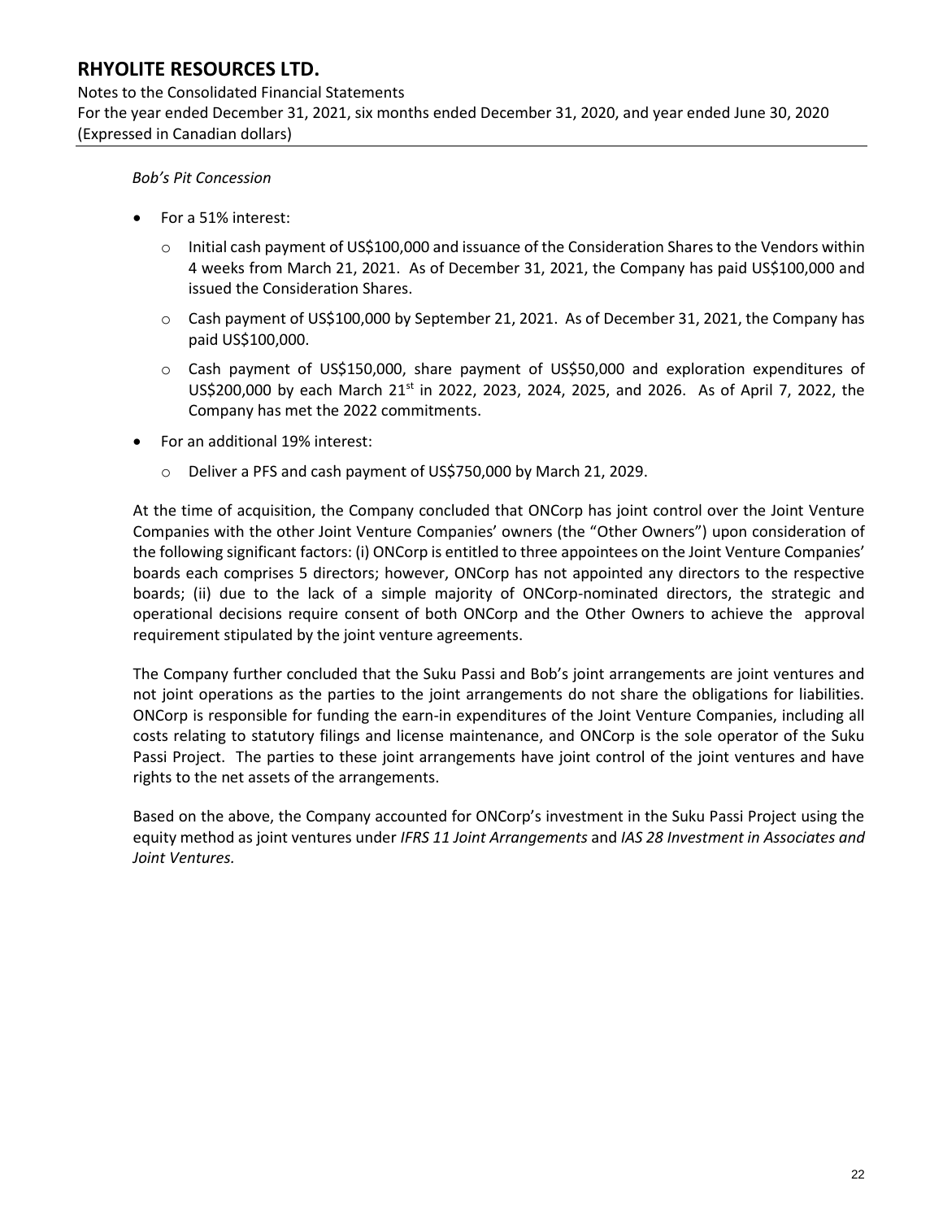*Bob's Pit Concession*

- For a 51% interest:
  - Initial cash payment of US$100,000 and issuance of the Consideration Shares to the Vendors within 4 weeks from March 21, 2021. As of December 31, 2021, the Company has paid US$100,000 and issued the Consideration Shares.
  - Cash payment of US$100,000 by September 21, 2021. As of December 31, 2021, the Company has paid US$100,000.
  - Cash payment of US$150,000, share payment of US$50,000 and exploration expenditures of US$200,000 by each March 21st in 2022, 2023, 2024, 2025, and 2026. As of April 7, 2022, the Company has met the 2022 commitments.
- For an additional 19% interest:
  - Deliver a PFS and cash payment of US$750,000 by March 21, 2029.

At the time of acquisition, the Company concluded that ONCorp has joint control over the Joint Venture Companies with the other Joint Venture Companies' owners (the "Other Owners") upon consideration of the following significant factors: (i) ONCorp is entitled to three appointees on the Joint Venture Companies' boards each comprises 5 directors; however, ONCorp has not appointed any directors to the respective boards; (ii) due to the lack of a simple majority of ONCorp-nominated directors, the strategic and operational decisions require consent of both ONCorp and the Other Owners to achieve the approval requirement stipulated by the joint venture agreements.

The Company further concluded that the Suku Passi and Bob's joint arrangements are joint ventures and not joint operations as the parties to the joint arrangements do not share the obligations for liabilities. ONCorp is responsible for funding the earn-in expenditures of the Joint Venture Companies, including all costs relating to statutory filings and license maintenance, and ONCorp is the sole operator of the Suku Passi Project. The parties to these joint arrangements have joint control of the joint ventures and have rights to the net assets of the arrangements.

Based on the above, the Company accounted for ONCorp's investment in the Suku Passi Project using the equity method as joint ventures under *IFRS 11 Joint Arrangements* and *IAS 28 Investment in Associates and Joint Ventures.*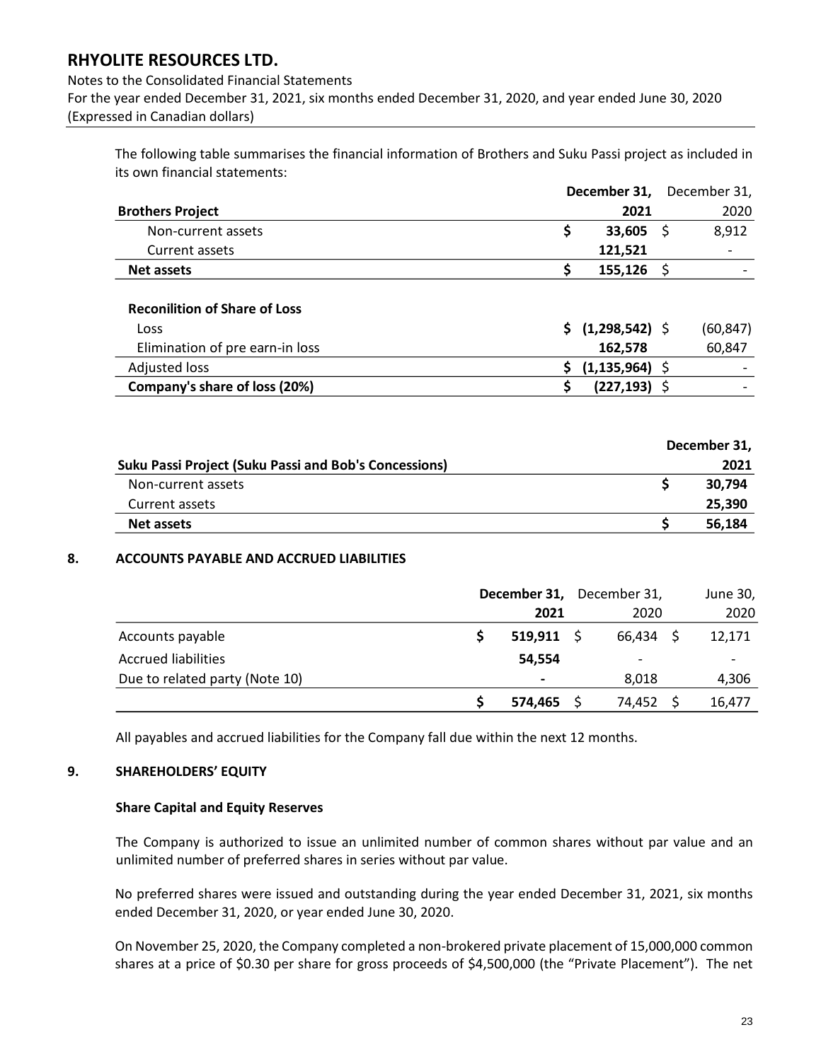The following table summarises the financial information of Brothers and Suku Passi project as included in its own financial statements:

| Brothers Project | December 31, 2021 | December 31, 2020 |
|---|---|---|
| Non-current assets | $ 33,605 | $ 8,912 |
| Current assets | 121,521 | - |
| **Net assets** | **$ 155,126** | $ - |
| | | |
| **Reconilition of Share of Loss** | | |
| Loss | $ (1,298,542) | $ (60,847) |
| Elimination of pre earn-in loss | 162,578 | 60,847 |
| Adjusted loss | $ (1,135,964) | $ - |
| **Company's share of loss (20%)** | **$ (227,193)** | $ - |

| Suku Passi Project (Suku Passi and Bob's Concessions) | December 31, 2021 |
|---|---|
| Non-current assets | $ 30,794 |
| Current assets | 25,390 |
| **Net assets** | **$ 56,184** |

## 8. ACCOUNTS PAYABLE AND ACCRUED LIABILITIES

| | December 31, 2021 | December 31, 2020 | June 30, 2020 |
|---|---|---|---|
| Accounts payable | $ 519,911 | $ 66,434 | $ 12,171 |
| Accrued liabilities | 54,554 | - | - |
| Due to related party (Note 10) | - | 8,018 | 4,306 |
| | $ 574,465 | $ 74,452 | $ 16,477 |

All payables and accrued liabilities for the Company fall due within the next 12 months.

## 9. SHAREHOLDERS' EQUITY

### Share Capital and Equity Reserves

The Company is authorized to issue an unlimited number of common shares without par value and an unlimited number of preferred shares in series without par value.

No preferred shares were issued and outstanding during the year ended December 31, 2021, six months ended December 31, 2020, or year ended June 30, 2020.

On November 25, 2020, the Company completed a non-brokered private placement of 15,000,000 common shares at a price of $0.30 per share for gross proceeds of $4,500,000 (the "Private Placement"). The net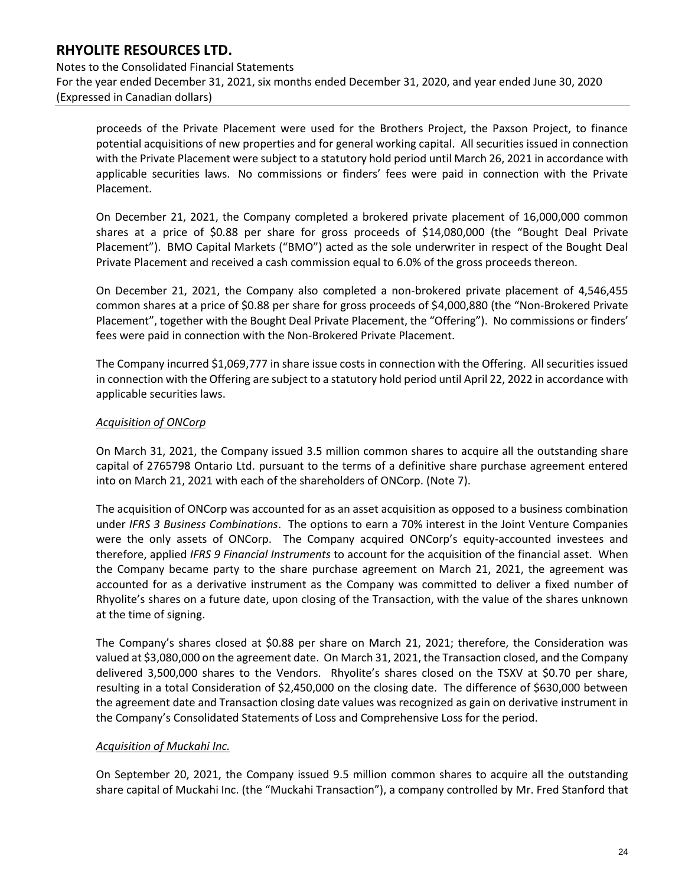proceeds of the Private Placement were used for the Brothers Project, the Paxson Project, to finance potential acquisitions of new properties and for general working capital. All securities issued in connection with the Private Placement were subject to a statutory hold period until March 26, 2021 in accordance with applicable securities laws. No commissions or finders' fees were paid in connection with the Private Placement.

On December 21, 2021, the Company completed a brokered private placement of 16,000,000 common shares at a price of $0.88 per share for gross proceeds of $14,080,000 (the "Bought Deal Private Placement"). BMO Capital Markets ("BMO") acted as the sole underwriter in respect of the Bought Deal Private Placement and received a cash commission equal to 6.0% of the gross proceeds thereon.

On December 21, 2021, the Company also completed a non-brokered private placement of 4,546,455 common shares at a price of $0.88 per share for gross proceeds of $4,000,880 (the "Non-Brokered Private Placement", together with the Bought Deal Private Placement, the "Offering"). No commissions or finders' fees were paid in connection with the Non-Brokered Private Placement.

The Company incurred $1,069,777 in share issue costs in connection with the Offering. All securities issued in connection with the Offering are subject to a statutory hold period until April 22, 2022 in accordance with applicable securities laws.

*Acquisition of ONCorp*

On March 31, 2021, the Company issued 3.5 million common shares to acquire all the outstanding share capital of 2765798 Ontario Ltd. pursuant to the terms of a definitive share purchase agreement entered into on March 21, 2021 with each of the shareholders of ONCorp. (Note 7).

The acquisition of ONCorp was accounted for as an asset acquisition as opposed to a business combination under *IFRS 3 Business Combinations*. The options to earn a 70% interest in the Joint Venture Companies were the only assets of ONCorp. The Company acquired ONCorp's equity-accounted investees and therefore, applied *IFRS 9 Financial Instruments* to account for the acquisition of the financial asset. When the Company became party to the share purchase agreement on March 21, 2021, the agreement was accounted for as a derivative instrument as the Company was committed to deliver a fixed number of Rhyolite's shares on a future date, upon closing of the Transaction, with the value of the shares unknown at the time of signing.

The Company's shares closed at $0.88 per share on March 21, 2021; therefore, the Consideration was valued at $3,080,000 on the agreement date. On March 31, 2021, the Transaction closed, and the Company delivered 3,500,000 shares to the Vendors. Rhyolite's shares closed on the TSXV at $0.70 per share, resulting in a total Consideration of $2,450,000 on the closing date. The difference of $630,000 between the agreement date and Transaction closing date values was recognized as gain on derivative instrument in the Company's Consolidated Statements of Loss and Comprehensive Loss for the period.

*Acquisition of Muckahi Inc.*

On September 20, 2021, the Company issued 9.5 million common shares to acquire all the outstanding share capital of Muckahi Inc. (the "Muckahi Transaction"), a company controlled by Mr. Fred Stanford that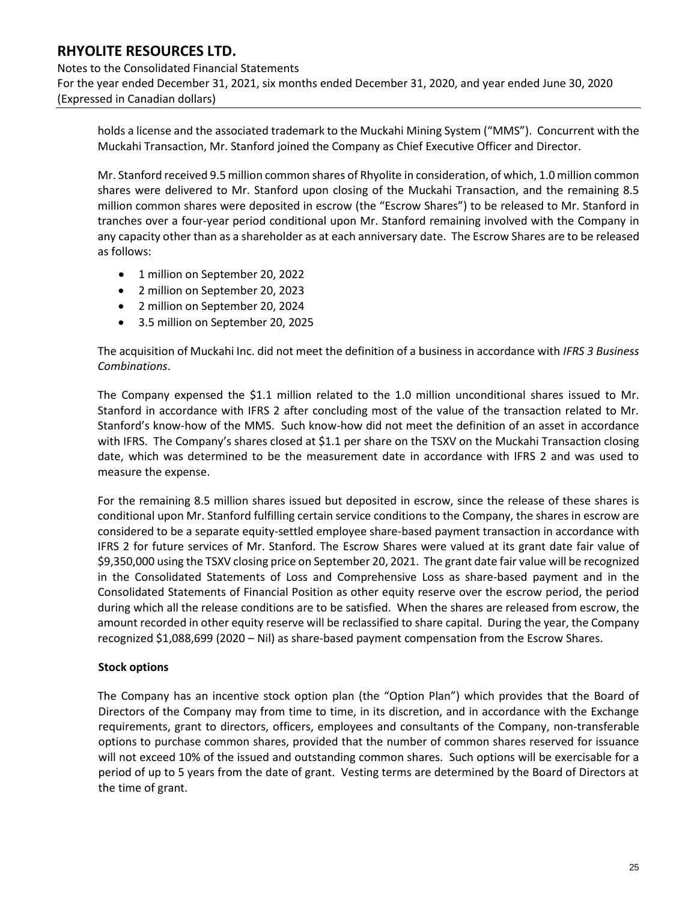holds a license and the associated trademark to the Muckahi Mining System ("MMS"). Concurrent with the Muckahi Transaction, Mr. Stanford joined the Company as Chief Executive Officer and Director.

Mr. Stanford received 9.5 million common shares of Rhyolite in consideration, of which, 1.0 million common shares were delivered to Mr. Stanford upon closing of the Muckahi Transaction, and the remaining 8.5 million common shares were deposited in escrow (the "Escrow Shares") to be released to Mr. Stanford in tranches over a four-year period conditional upon Mr. Stanford remaining involved with the Company in any capacity other than as a shareholder as at each anniversary date. The Escrow Shares are to be released as follows:

- 1 million on September 20, 2022
- 2 million on September 20, 2023
- 2 million on September 20, 2024
- 3.5 million on September 20, 2025

The acquisition of Muckahi Inc. did not meet the definition of a business in accordance with *IFRS 3 Business Combinations*.

The Company expensed the $1.1 million related to the 1.0 million unconditional shares issued to Mr. Stanford in accordance with IFRS 2 after concluding most of the value of the transaction related to Mr. Stanford's know-how of the MMS. Such know-how did not meet the definition of an asset in accordance with IFRS. The Company's shares closed at $1.1 per share on the TSXV on the Muckahi Transaction closing date, which was determined to be the measurement date in accordance with IFRS 2 and was used to measure the expense.

For the remaining 8.5 million shares issued but deposited in escrow, since the release of these shares is conditional upon Mr. Stanford fulfilling certain service conditions to the Company, the shares in escrow are considered to be a separate equity-settled employee share-based payment transaction in accordance with IFRS 2 for future services of Mr. Stanford. The Escrow Shares were valued at its grant date fair value of $9,350,000 using the TSXV closing price on September 20, 2021. The grant date fair value will be recognized in the Consolidated Statements of Loss and Comprehensive Loss as share-based payment and in the Consolidated Statements of Financial Position as other equity reserve over the escrow period, the period during which all the release conditions are to be satisfied. When the shares are released from escrow, the amount recorded in other equity reserve will be reclassified to share capital. During the year, the Company recognized $1,088,699 (2020 – Nil) as share-based payment compensation from the Escrow Shares.

**Stock options**

The Company has an incentive stock option plan (the "Option Plan") which provides that the Board of Directors of the Company may from time to time, in its discretion, and in accordance with the Exchange requirements, grant to directors, officers, employees and consultants of the Company, non-transferable options to purchase common shares, provided that the number of common shares reserved for issuance will not exceed 10% of the issued and outstanding common shares. Such options will be exercisable for a period of up to 5 years from the date of grant. Vesting terms are determined by the Board of Directors at the time of grant.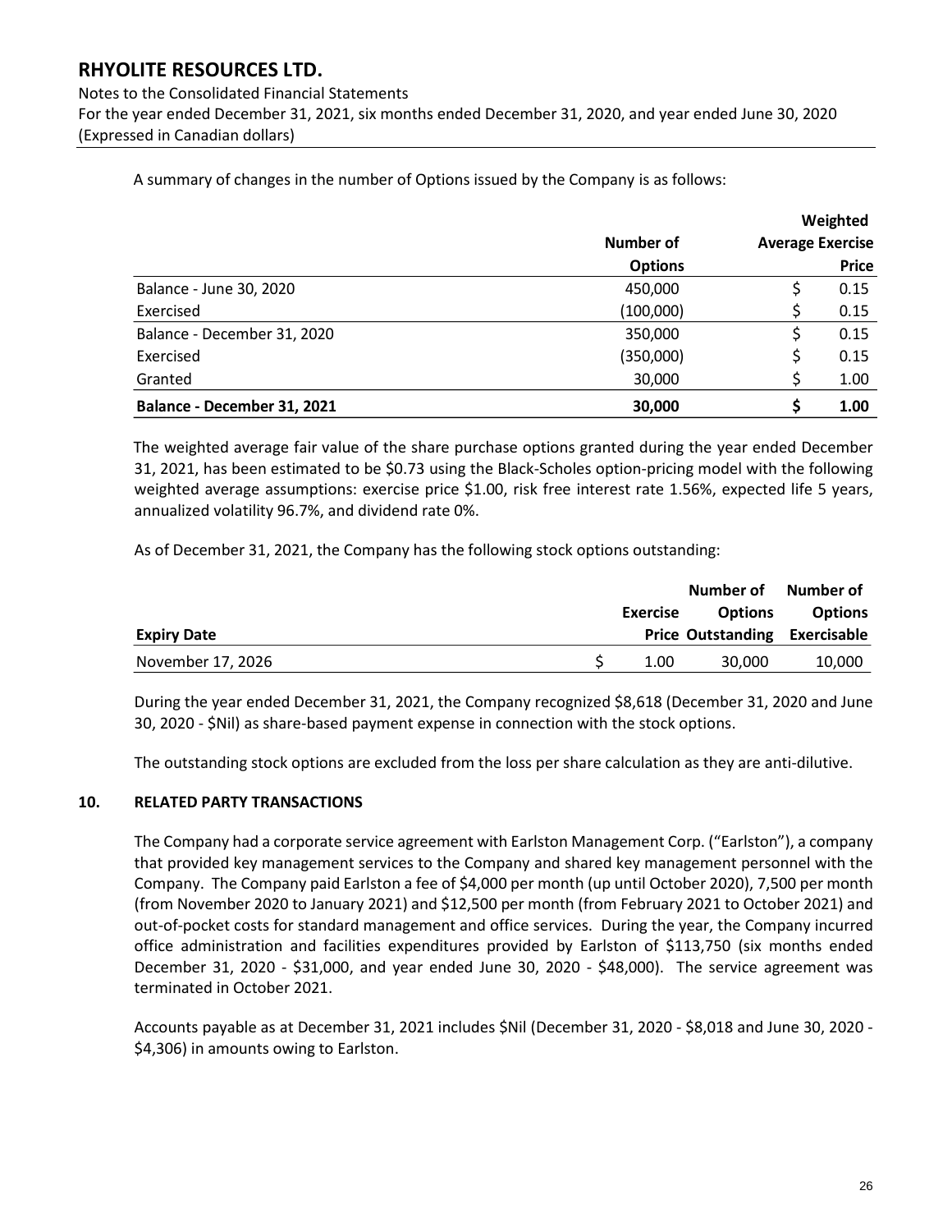A summary of changes in the number of Options issued by the Company is as follows:

| | Number of Options | Weighted Average Exercise Price |
|---|---|---|
| Balance - June 30, 2020 | 450,000 | $ 0.15 |
| Exercised | (100,000) | $ 0.15 |
| Balance - December 31, 2020 | 350,000 | $ 0.15 |
| Exercised | (350,000) | $ 0.15 |
| Granted | 30,000 | $ 1.00 |
| **Balance - December 31, 2021** | **30,000** | **$ 1.00** |

The weighted average fair value of the share purchase options granted during the year ended December 31, 2021, has been estimated to be $0.73 using the Black-Scholes option-pricing model with the following weighted average assumptions: exercise price $1.00, risk free interest rate 1.56%, expected life 5 years, annualized volatility 96.7%, and dividend rate 0%.

As of December 31, 2021, the Company has the following stock options outstanding:

| Expiry Date | Exercise Price | Number of Options Outstanding | Number of Options Exercisable |
|---|---|---|---|
| November 17, 2026 | $ 1.00 | 30,000 | 10,000 |

During the year ended December 31, 2021, the Company recognized $8,618 (December 31, 2020 and June 30, 2020 - $Nil) as share-based payment expense in connection with the stock options.

The outstanding stock options are excluded from the loss per share calculation as they are anti-dilutive.

## 10. RELATED PARTY TRANSACTIONS

The Company had a corporate service agreement with Earlston Management Corp. ("Earlston"), a company that provided key management services to the Company and shared key management personnel with the Company. The Company paid Earlston a fee of $4,000 per month (up until October 2020), 7,500 per month (from November 2020 to January 2021) and $12,500 per month (from February 2021 to October 2021) and out-of-pocket costs for standard management and office services. During the year, the Company incurred office administration and facilities expenditures provided by Earlston of $113,750 (six months ended December 31, 2020 - $31,000, and year ended June 30, 2020 - $48,000). The service agreement was terminated in October 2021.

Accounts payable as at December 31, 2021 includes $Nil (December 31, 2020 - $8,018 and June 30, 2020 - $4,306) in amounts owing to Earlston.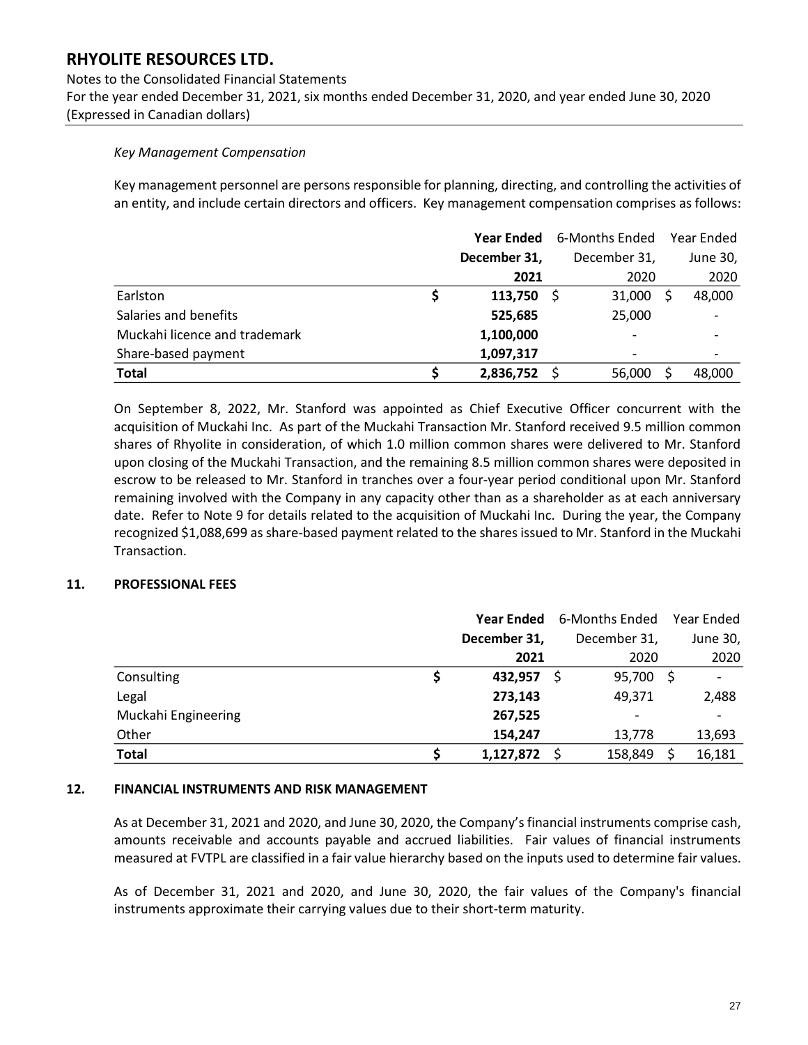*Key Management Compensation*

Key management personnel are persons responsible for planning, directing, and controlling the activities of an entity, and include certain directors and officers. Key management compensation comprises as follows:

| | **Year Ended December 31, 2021** | 6-Months Ended December 31, 2020 | Year Ended June 30, 2020 |
|---|---|---|---|
| Earlston | **$ 113,750** | $ 31,000 | $ 48,000 |
| Salaries and benefits | **525,685** | 25,000 | - |
| Muckahi licence and trademark | **1,100,000** | - | - |
| Share-based payment | **1,097,317** | - | - |
| **Total** | **$ 2,836,752** | $ 56,000 | $ 48,000 |

On September 8, 2022, Mr. Stanford was appointed as Chief Executive Officer concurrent with the acquisition of Muckahi Inc. As part of the Muckahi Transaction Mr. Stanford received 9.5 million common shares of Rhyolite in consideration, of which 1.0 million common shares were delivered to Mr. Stanford upon closing of the Muckahi Transaction, and the remaining 8.5 million common shares were deposited in escrow to be released to Mr. Stanford in tranches over a four-year period conditional upon Mr. Stanford remaining involved with the Company in any capacity other than as a shareholder as at each anniversary date. Refer to Note 9 for details related to the acquisition of Muckahi Inc. During the year, the Company recognized $1,088,699 as share-based payment related to the shares issued to Mr. Stanford in the Muckahi Transaction.

## 11. PROFESSIONAL FEES

| | **Year Ended December 31, 2021** | 6-Months Ended December 31, 2020 | Year Ended June 30, 2020 |
|---|---|---|---|
| Consulting | **$ 432,957** | $ 95,700 | $ - |
| Legal | **273,143** | 49,371 | 2,488 |
| Muckahi Engineering | **267,525** | - | - |
| Other | **154,247** | 13,778 | 13,693 |
| **Total** | **$ 1,127,872** | $ 158,849 | $ 16,181 |

## 12. FINANCIAL INSTRUMENTS AND RISK MANAGEMENT

As at December 31, 2021 and 2020, and June 30, 2020, the Company's financial instruments comprise cash, amounts receivable and accounts payable and accrued liabilities. Fair values of financial instruments measured at FVTPL are classified in a fair value hierarchy based on the inputs used to determine fair values.

As of December 31, 2021 and 2020, and June 30, 2020, the fair values of the Company's financial instruments approximate their carrying values due to their short-term maturity.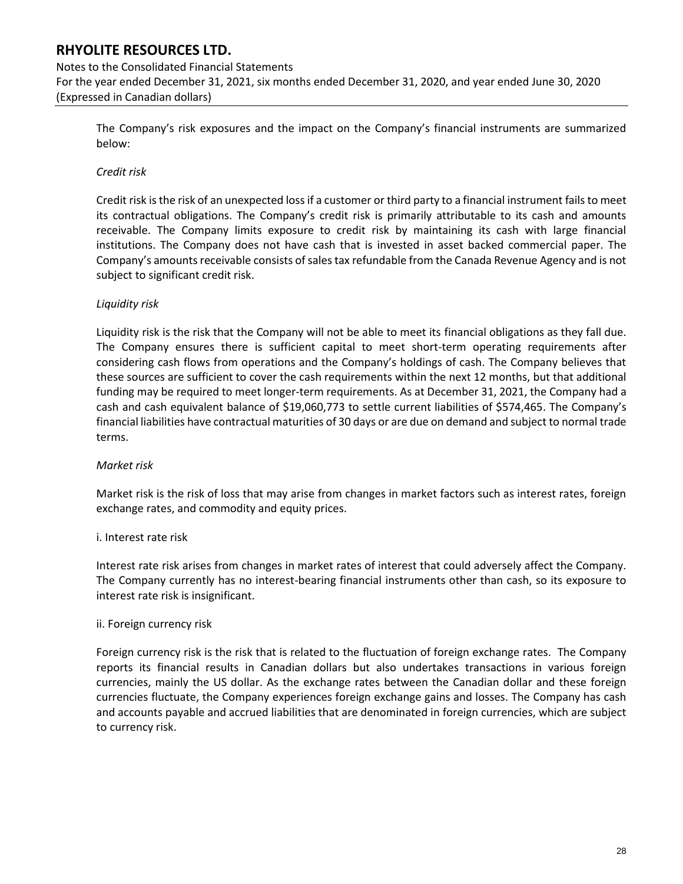The Company's risk exposures and the impact on the Company's financial instruments are summarized below:

*Credit risk*

Credit risk is the risk of an unexpected loss if a customer or third party to a financial instrument fails to meet its contractual obligations. The Company's credit risk is primarily attributable to its cash and amounts receivable. The Company limits exposure to credit risk by maintaining its cash with large financial institutions. The Company does not have cash that is invested in asset backed commercial paper. The Company's amounts receivable consists of sales tax refundable from the Canada Revenue Agency and is not subject to significant credit risk.

*Liquidity risk*

Liquidity risk is the risk that the Company will not be able to meet its financial obligations as they fall due. The Company ensures there is sufficient capital to meet short-term operating requirements after considering cash flows from operations and the Company's holdings of cash. The Company believes that these sources are sufficient to cover the cash requirements within the next 12 months, but that additional funding may be required to meet longer-term requirements. As at December 31, 2021, the Company had a cash and cash equivalent balance of $19,060,773 to settle current liabilities of $574,465. The Company's financial liabilities have contractual maturities of 30 days or are due on demand and subject to normal trade terms.

*Market risk*

Market risk is the risk of loss that may arise from changes in market factors such as interest rates, foreign exchange rates, and commodity and equity prices.

i. Interest rate risk

Interest rate risk arises from changes in market rates of interest that could adversely affect the Company. The Company currently has no interest-bearing financial instruments other than cash, so its exposure to interest rate risk is insignificant.

ii. Foreign currency risk

Foreign currency risk is the risk that is related to the fluctuation of foreign exchange rates. The Company reports its financial results in Canadian dollars but also undertakes transactions in various foreign currencies, mainly the US dollar. As the exchange rates between the Canadian dollar and these foreign currencies fluctuate, the Company experiences foreign exchange gains and losses. The Company has cash and accounts payable and accrued liabilities that are denominated in foreign currencies, which are subject to currency risk.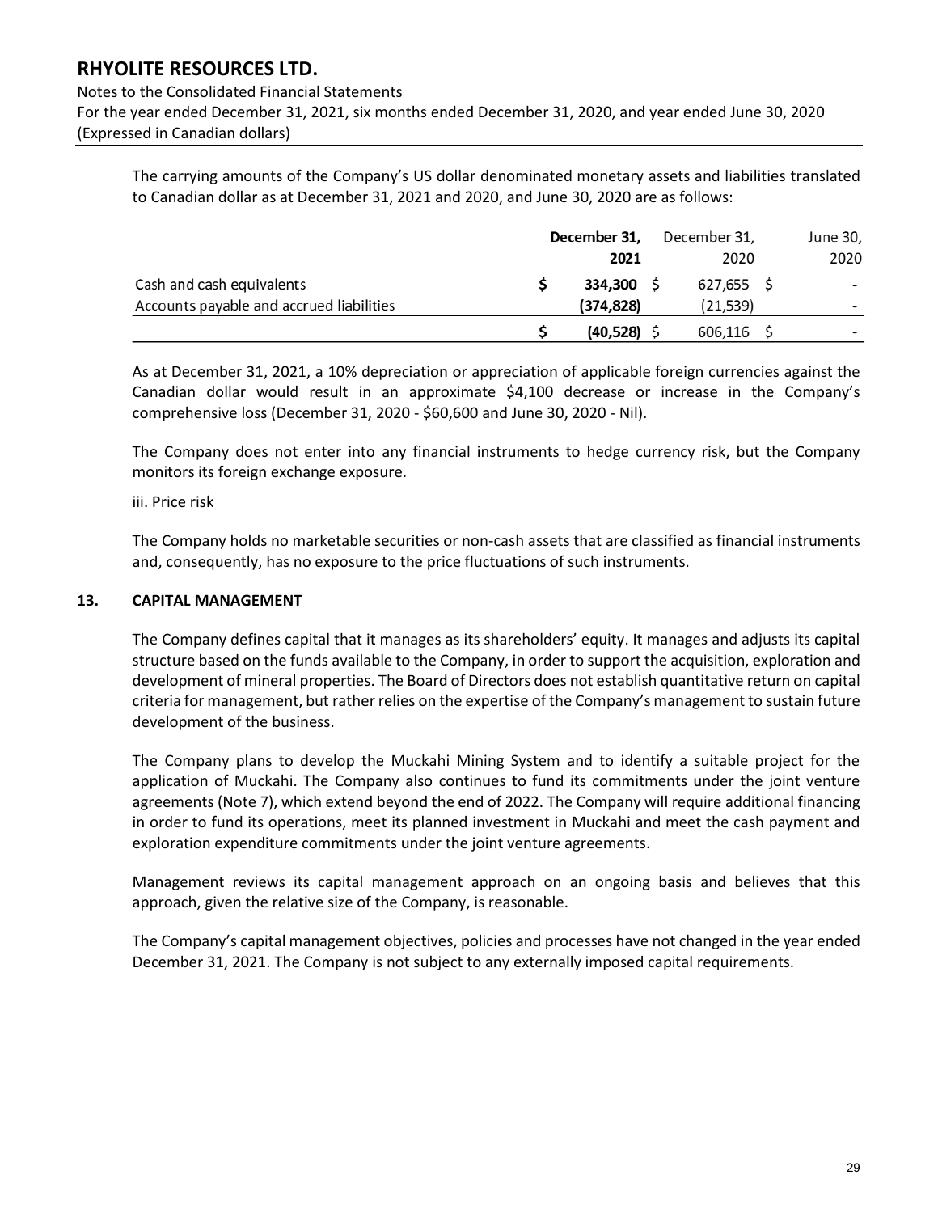The carrying amounts of the Company's US dollar denominated monetary assets and liabilities translated to Canadian dollar as at December 31, 2021 and 2020, and June 30, 2020 are as follows:

| | **December 31, 2021** | December 31, 2020 | June 30, 2020 |
|---|---|---|---|
| Cash and cash equivalents | **$ 334,300** | $ 627,655 | $ - |
| Accounts payable and accrued liabilities | **(374,828)** | (21,539) | - |
| | **$ (40,528)** | $ 606,116 | $ - |

As at December 31, 2021, a 10% depreciation or appreciation of applicable foreign currencies against the Canadian dollar would result in an approximate $4,100 decrease or increase in the Company's comprehensive loss (December 31, 2020 - $60,600 and June 30, 2020 - Nil).

The Company does not enter into any financial instruments to hedge currency risk, but the Company monitors its foreign exchange exposure.

iii. Price risk

The Company holds no marketable securities or non-cash assets that are classified as financial instruments and, consequently, has no exposure to the price fluctuations of such instruments.

## 13. CAPITAL MANAGEMENT

The Company defines capital that it manages as its shareholders' equity. It manages and adjusts its capital structure based on the funds available to the Company, in order to support the acquisition, exploration and development of mineral properties. The Board of Directors does not establish quantitative return on capital criteria for management, but rather relies on the expertise of the Company's management to sustain future development of the business.

The Company plans to develop the Muckahi Mining System and to identify a suitable project for the application of Muckahi. The Company also continues to fund its commitments under the joint venture agreements (Note 7), which extend beyond the end of 2022. The Company will require additional financing in order to fund its operations, meet its planned investment in Muckahi and meet the cash payment and exploration expenditure commitments under the joint venture agreements.

Management reviews its capital management approach on an ongoing basis and believes that this approach, given the relative size of the Company, is reasonable.

The Company's capital management objectives, policies and processes have not changed in the year ended December 31, 2021. The Company is not subject to any externally imposed capital requirements.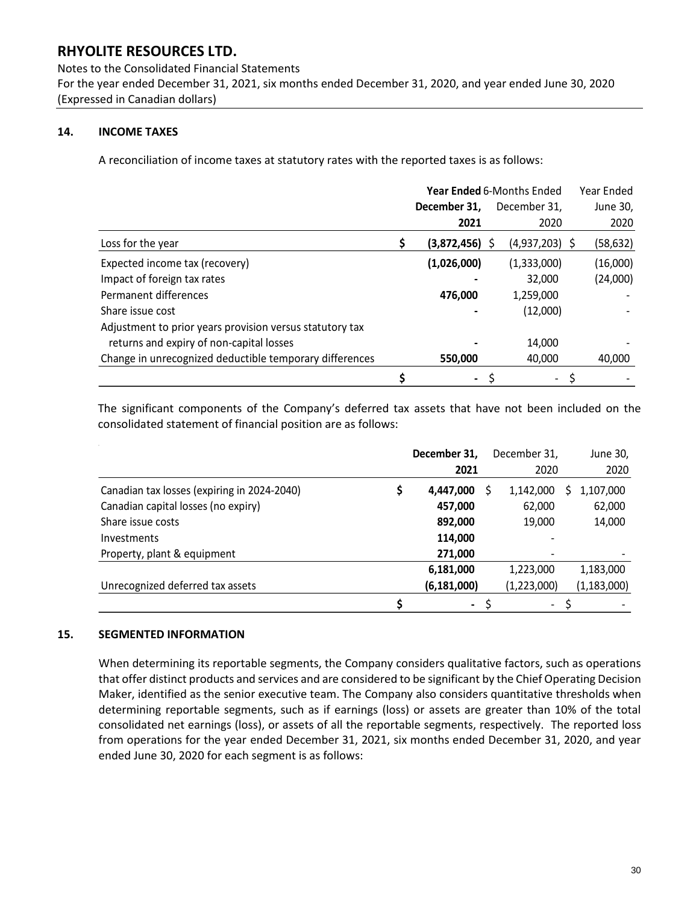**RHYOLITE RESOURCES LTD.**
Notes to the Consolidated Financial Statements
For the year ended December 31, 2021, six months ended December 31, 2020, and year ended June 30, 2020
(Expressed in Canadian dollars)

## 14. INCOME TAXES

A reconciliation of income taxes at statutory rates with the reported taxes is as follows:

| | **Year Ended December 31, 2021** | 6-Months Ended December 31, 2020 | Year Ended June 30, 2020 |
|---|---|---|---|
| Loss for the year | **$ (3,872,456)** | $ (4,937,203) | $ (58,632) |
| Expected income tax (recovery) | **(1,026,000)** | (1,333,000) | (16,000) |
| Impact of foreign tax rates | **-** | 32,000 | (24,000) |
| Permanent differences | **476,000** | 1,259,000 | - |
| Share issue cost | **-** | (12,000) | - |
| Adjustment to prior years provision versus statutory tax returns and expiry of non-capital losses | **-** | 14,000 | - |
| Change in unrecognized deductible temporary differences | **550,000** | 40,000 | 40,000 |
| | **$ -** | $ - | $ - |

The significant components of the Company's deferred tax assets that have not been included on the consolidated statement of financial position are as follows:

| | **December 31, 2021** | December 31, 2020 | June 30, 2020 |
|---|---|---|---|
| Canadian tax losses (expiring in 2024-2040) | **$ 4,447,000** | $ 1,142,000 | $ 1,107,000 |
| Canadian capital losses (no expiry) | **457,000** | 62,000 | 62,000 |
| Share issue costs | **892,000** | 19,000 | 14,000 |
| Investments | **114,000** | - | |
| Property, plant & equipment | **271,000** | - | - |
| | **6,181,000** | 1,223,000 | 1,183,000 |
| Unrecognized deferred tax assets | **(6,181,000)** | (1,223,000) | (1,183,000) |
| | **$ -** | $ - | $ - |

## 15. SEGMENTED INFORMATION

When determining its reportable segments, the Company considers qualitative factors, such as operations that offer distinct products and services and are considered to be significant by the Chief Operating Decision Maker, identified as the senior executive team. The Company also considers quantitative thresholds when determining reportable segments, such as if earnings (loss) or assets are greater than 10% of the total consolidated net earnings (loss), or assets of all the reportable segments, respectively. The reported loss from operations for the year ended December 31, 2021, six months ended December 31, 2020, and year ended June 30, 2020 for each segment is as follows: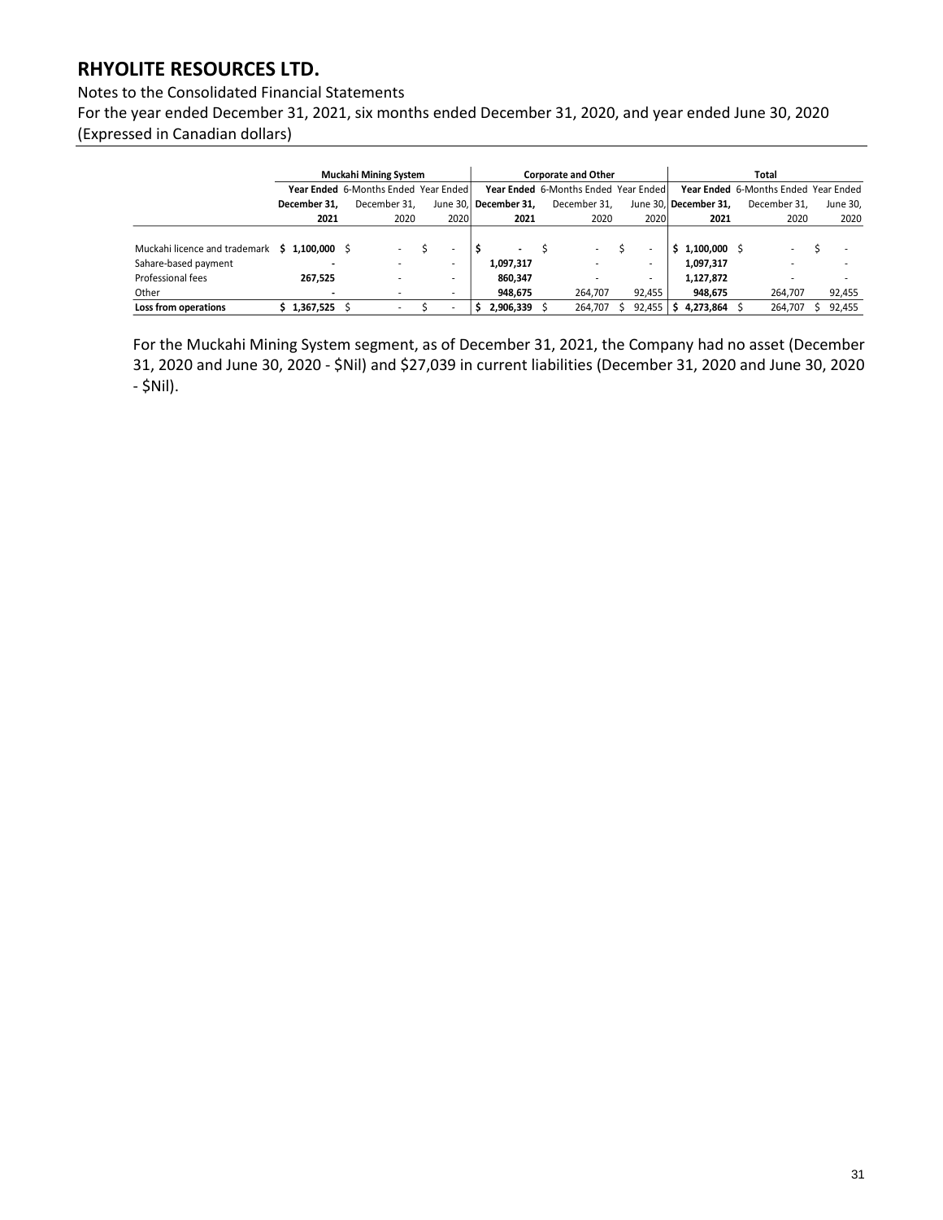# RHYOLITE RESOURCES LTD.

Notes to the Consolidated Financial Statements

For the year ended December 31, 2021, six months ended December 31, 2020, and year ended June 30, 2020

(Expressed in Canadian dollars)

| | Muckahi Mining System | | | Corporate and Other | | | Total | | |
|---|---|---|---|---|---|---|---|---|---|
| | **Year Ended December 31, 2021** | 6-Months Ended December 31, 2020 | Year Ended June 30, 2020 | **Year Ended December 31, 2021** | 6-Months Ended December 31, 2020 | Year Ended June 30, 2020 | **Year Ended December 31, 2021** | 6-Months Ended December 31, 2020 | Year Ended June 30, 2020 |
| Muckahi licence and trademark | **$ 1,100,000** | $ - | $ - | **$ -** | $ - | $ - | **$ 1,100,000** | $ - | $ - |
| Sahare-based payment | **-** | - | - | **1,097,317** | - | - | **1,097,317** | - | - |
| Professional fees | **267,525** | - | - | **860,347** | - | - | **1,127,872** | - | - |
| Other | **-** | - | - | **948,675** | 264,707 | 92,455 | **948,675** | 264,707 | 92,455 |
| **Loss from operations** | **$ 1,367,525** | $ - | $ - | **$ 2,906,339** | $ 264,707 | $ 92,455 | **$ 4,273,864** | $ 264,707 | $ 92,455 |

For the Muckahi Mining System segment, as of December 31, 2021, the Company had no asset (December 31, 2020 and June 30, 2020 - $Nil) and $27,039 in current liabilities (December 31, 2020 and June 30, 2020 - $Nil).